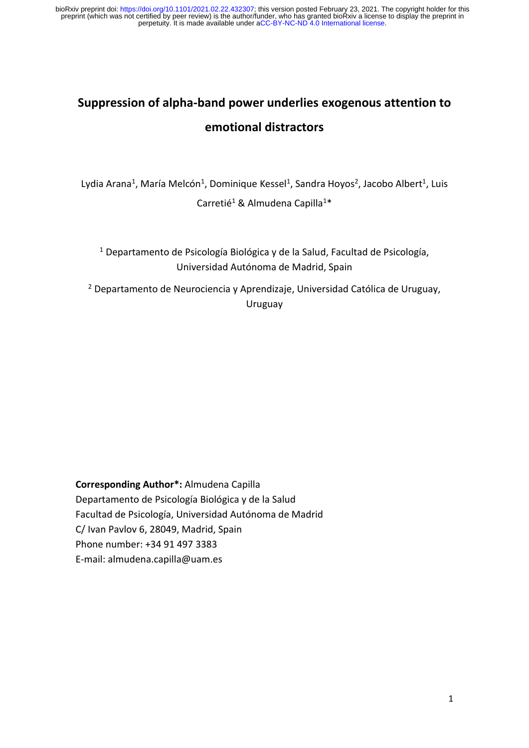# Suppression of alpha-band power underlies exogenous attention to emotional distractors

Lydia Arana[1], María Melcón[1], Dominique Kessel[1], Sandra Hoyos[2], Jacobo Albert[1], Luis Carretié[1] & Almudena Capilla[1]*

[1] Departamento de Psicología Biológica y de la Salud, Facultad de Psicología, Universidad Autónoma de Madrid, Spain

[2] Departamento de Neurociencia y Aprendizaje, Universidad Católica de Uruguay, Uruguay

**Corresponding Author*:** Almudena Capilla
Departamento de Psicología Biológica y de la Salud
Facultad de Psicología, Universidad Autónoma de Madrid
C/ Ivan Pavlov 6, 28049, Madrid, Spain
Phone number: +34 91 497 3383
E-mail: almudena.capilla@uam.es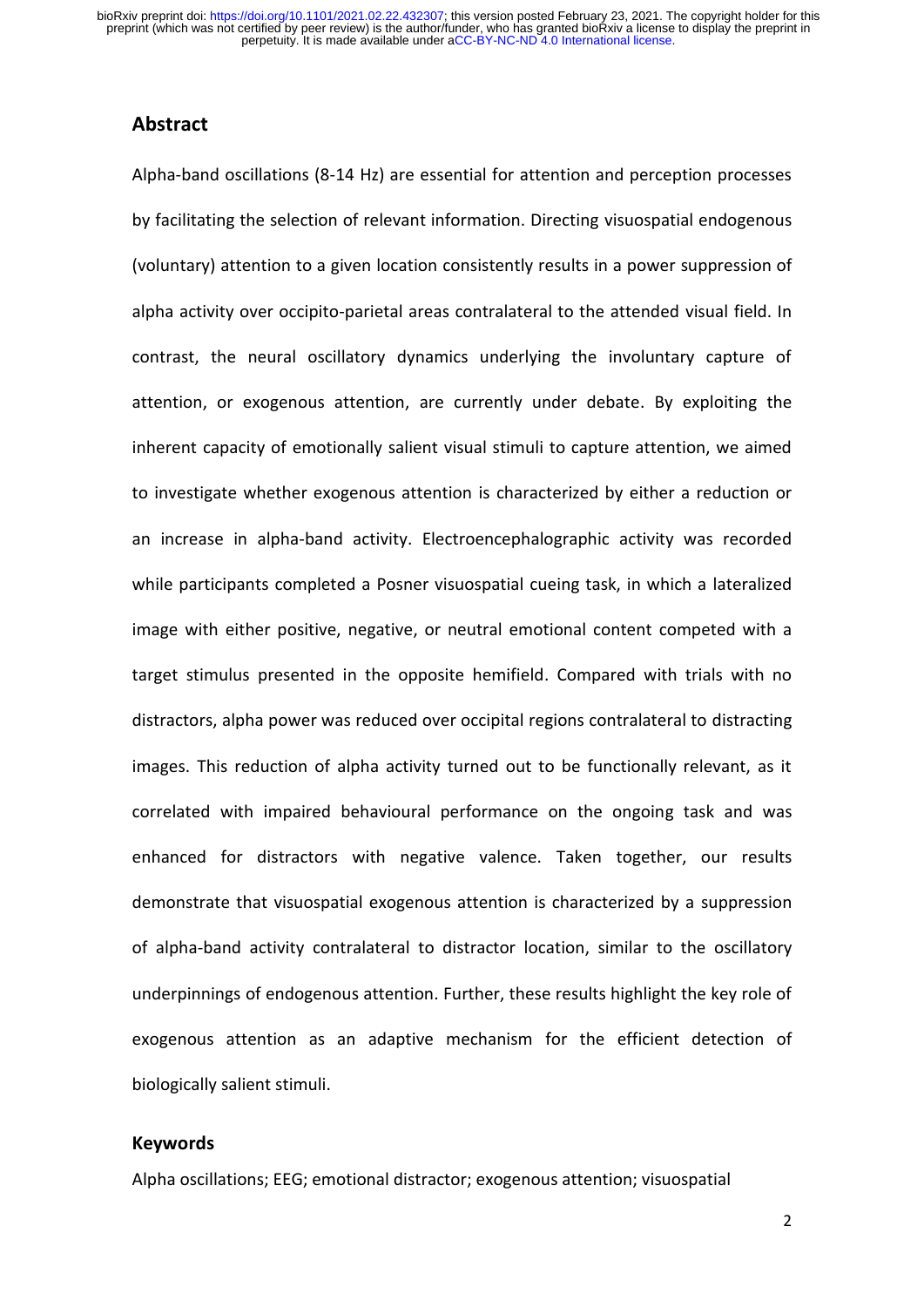## Abstract

Alpha-band oscillations (8-14 Hz) are essential for attention and perception processes by facilitating the selection of relevant information. Directing visuospatial endogenous (voluntary) attention to a given location consistently results in a power suppression of alpha activity over occipito-parietal areas contralateral to the attended visual field. In contrast, the neural oscillatory dynamics underlying the involuntary capture of attention, or exogenous attention, are currently under debate. By exploiting the inherent capacity of emotionally salient visual stimuli to capture attention, we aimed to investigate whether exogenous attention is characterized by either a reduction or an increase in alpha-band activity. Electroencephalographic activity was recorded while participants completed a Posner visuospatial cueing task, in which a lateralized image with either positive, negative, or neutral emotional content competed with a target stimulus presented in the opposite hemifield. Compared with trials with no distractors, alpha power was reduced over occipital regions contralateral to distracting images. This reduction of alpha activity turned out to be functionally relevant, as it correlated with impaired behavioural performance on the ongoing task and was enhanced for distractors with negative valence. Taken together, our results demonstrate that visuospatial exogenous attention is characterized by a suppression of alpha-band activity contralateral to distractor location, similar to the oscillatory underpinnings of endogenous attention. Further, these results highlight the key role of exogenous attention as an adaptive mechanism for the efficient detection of biologically salient stimuli.

## Keywords

Alpha oscillations; EEG; emotional distractor; exogenous attention; visuospatial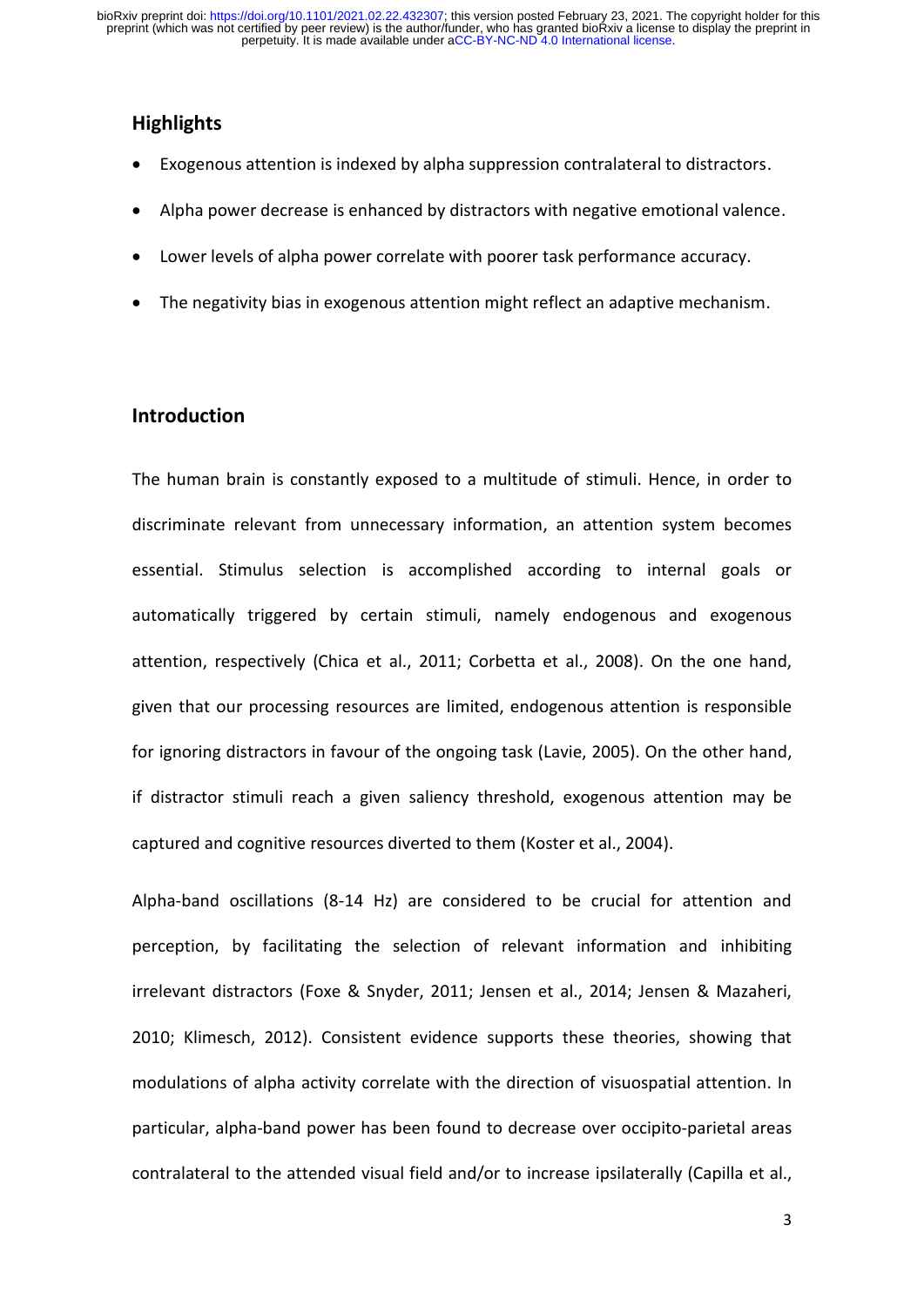## Highlights

- Exogenous attention is indexed by alpha suppression contralateral to distractors.
- Alpha power decrease is enhanced by distractors with negative emotional valence.
- Lower levels of alpha power correlate with poorer task performance accuracy.
- The negativity bias in exogenous attention might reflect an adaptive mechanism.

## Introduction

The human brain is constantly exposed to a multitude of stimuli. Hence, in order to discriminate relevant from unnecessary information, an attention system becomes essential. Stimulus selection is accomplished according to internal goals or automatically triggered by certain stimuli, namely endogenous and exogenous attention, respectively (Chica et al., 2011; Corbetta et al., 2008). On the one hand, given that our processing resources are limited, endogenous attention is responsible for ignoring distractors in favour of the ongoing task (Lavie, 2005). On the other hand, if distractor stimuli reach a given saliency threshold, exogenous attention may be captured and cognitive resources diverted to them (Koster et al., 2004).

Alpha-band oscillations (8-14 Hz) are considered to be crucial for attention and perception, by facilitating the selection of relevant information and inhibiting irrelevant distractors (Foxe & Snyder, 2011; Jensen et al., 2014; Jensen & Mazaheri, 2010; Klimesch, 2012). Consistent evidence supports these theories, showing that modulations of alpha activity correlate with the direction of visuospatial attention. In particular, alpha-band power has been found to decrease over occipito-parietal areas contralateral to the attended visual field and/or to increase ipsilaterally (Capilla et al.,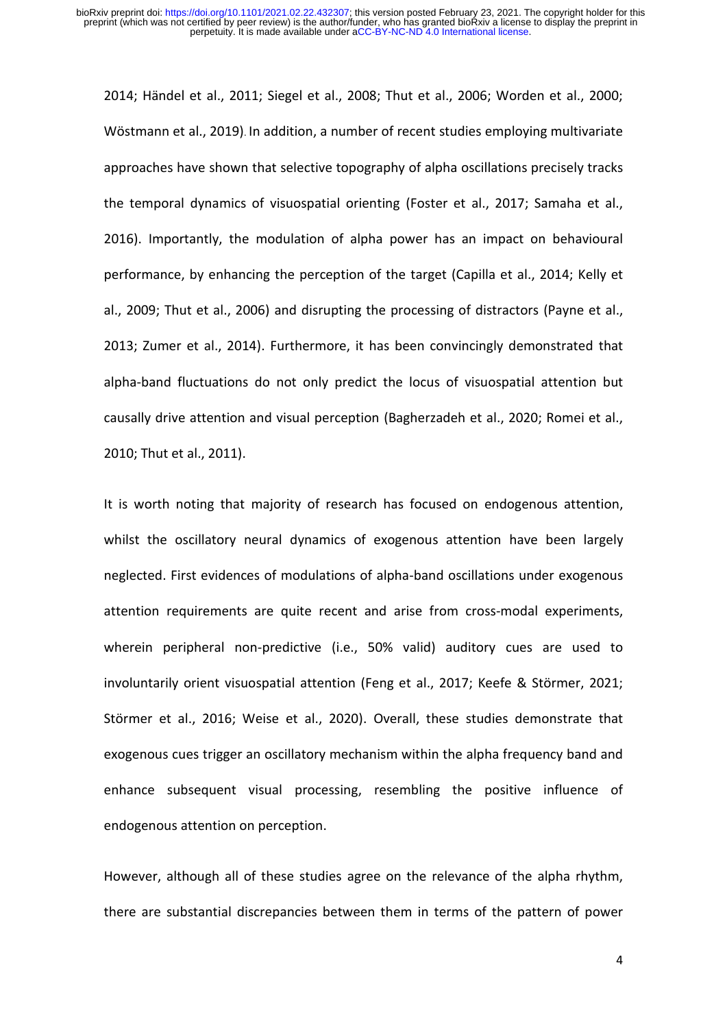2014; Händel et al., 2011; Siegel et al., 2008; Thut et al., 2006; Worden et al., 2000; Wöstmann et al., 2019). In addition, a number of recent studies employing multivariate approaches have shown that selective topography of alpha oscillations precisely tracks the temporal dynamics of visuospatial orienting (Foster et al., 2017; Samaha et al., 2016). Importantly, the modulation of alpha power has an impact on behavioural performance, by enhancing the perception of the target (Capilla et al., 2014; Kelly et al., 2009; Thut et al., 2006) and disrupting the processing of distractors (Payne et al., 2013; Zumer et al., 2014). Furthermore, it has been convincingly demonstrated that alpha-band fluctuations do not only predict the locus of visuospatial attention but causally drive attention and visual perception (Bagherzadeh et al., 2020; Romei et al., 2010; Thut et al., 2011).

It is worth noting that majority of research has focused on endogenous attention, whilst the oscillatory neural dynamics of exogenous attention have been largely neglected. First evidences of modulations of alpha-band oscillations under exogenous attention requirements are quite recent and arise from cross-modal experiments, wherein peripheral non-predictive (i.e., 50% valid) auditory cues are used to involuntarily orient visuospatial attention (Feng et al., 2017; Keefe & Störmer, 2021; Störmer et al., 2016; Weise et al., 2020). Overall, these studies demonstrate that exogenous cues trigger an oscillatory mechanism within the alpha frequency band and enhance subsequent visual processing, resembling the positive influence of endogenous attention on perception.

However, although all of these studies agree on the relevance of the alpha rhythm, there are substantial discrepancies between them in terms of the pattern of power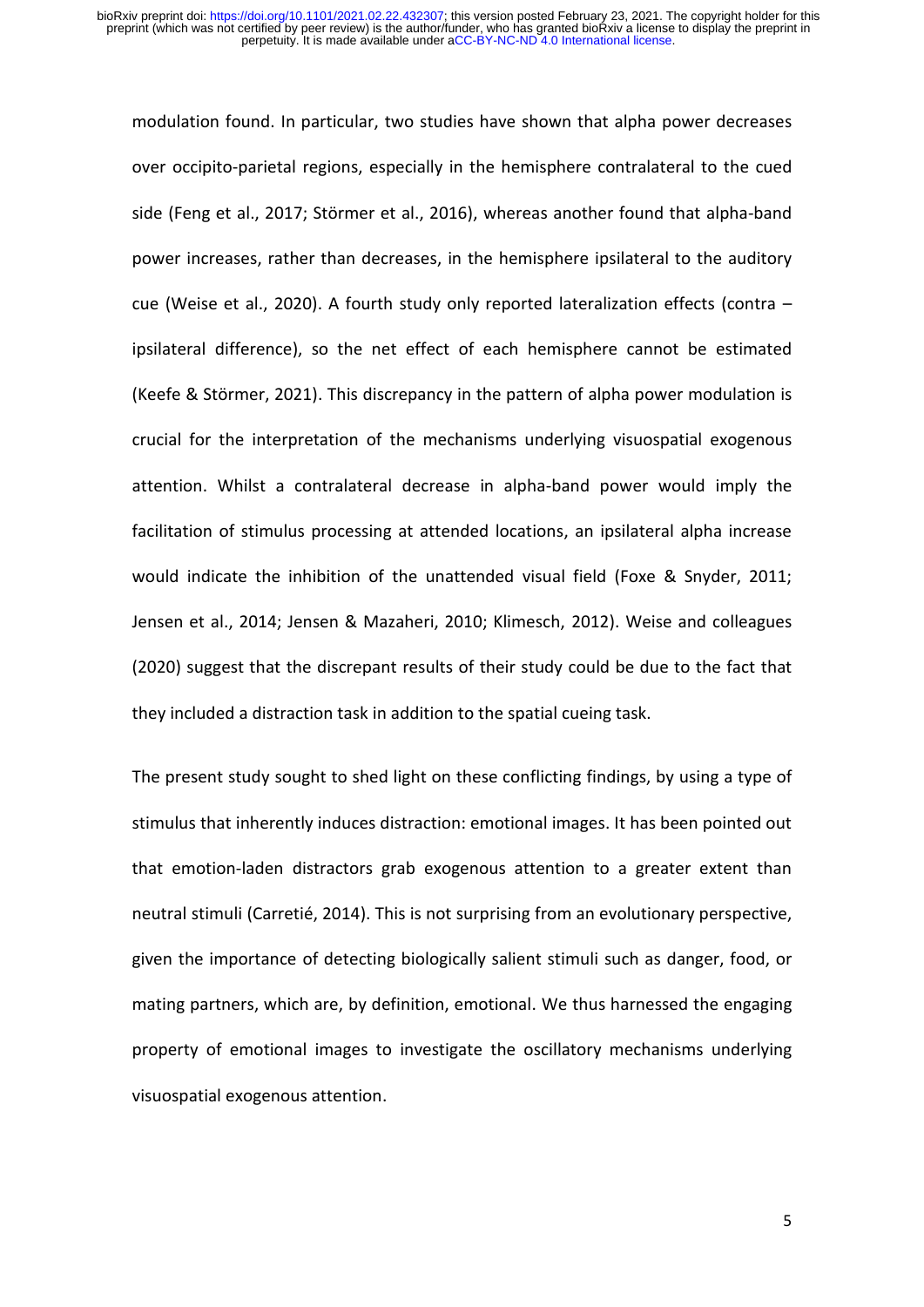modulation found. In particular, two studies have shown that alpha power decreases over occipito-parietal regions, especially in the hemisphere contralateral to the cued side (Feng et al., 2017; Störmer et al., 2016), whereas another found that alpha-band power increases, rather than decreases, in the hemisphere ipsilateral to the auditory cue (Weise et al., 2020). A fourth study only reported lateralization effects (contra – ipsilateral difference), so the net effect of each hemisphere cannot be estimated (Keefe & Störmer, 2021). This discrepancy in the pattern of alpha power modulation is crucial for the interpretation of the mechanisms underlying visuospatial exogenous attention. Whilst a contralateral decrease in alpha-band power would imply the facilitation of stimulus processing at attended locations, an ipsilateral alpha increase would indicate the inhibition of the unattended visual field (Foxe & Snyder, 2011; Jensen et al., 2014; Jensen & Mazaheri, 2010; Klimesch, 2012). Weise and colleagues (2020) suggest that the discrepant results of their study could be due to the fact that they included a distraction task in addition to the spatial cueing task.

The present study sought to shed light on these conflicting findings, by using a type of stimulus that inherently induces distraction: emotional images. It has been pointed out that emotion-laden distractors grab exogenous attention to a greater extent than neutral stimuli (Carretié, 2014). This is not surprising from an evolutionary perspective, given the importance of detecting biologically salient stimuli such as danger, food, or mating partners, which are, by definition, emotional. We thus harnessed the engaging property of emotional images to investigate the oscillatory mechanisms underlying visuospatial exogenous attention.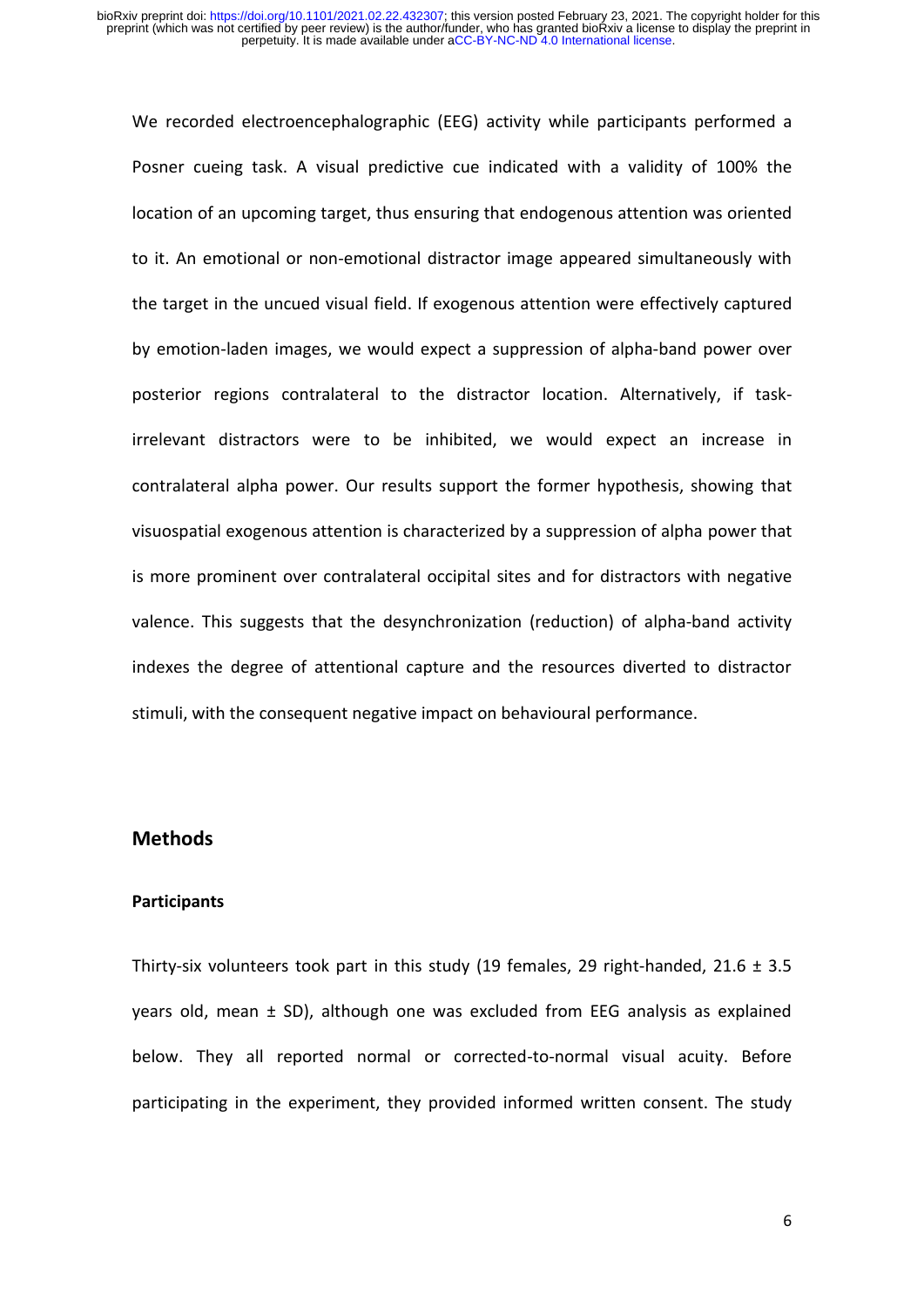We recorded electroencephalographic (EEG) activity while participants performed a Posner cueing task. A visual predictive cue indicated with a validity of 100% the location of an upcoming target, thus ensuring that endogenous attention was oriented to it. An emotional or non-emotional distractor image appeared simultaneously with the target in the uncued visual field. If exogenous attention were effectively captured by emotion-laden images, we would expect a suppression of alpha-band power over posterior regions contralateral to the distractor location. Alternatively, if task-irrelevant distractors were to be inhibited, we would expect an increase in contralateral alpha power. Our results support the former hypothesis, showing that visuospatial exogenous attention is characterized by a suppression of alpha power that is more prominent over contralateral occipital sites and for distractors with negative valence. This suggests that the desynchronization (reduction) of alpha-band activity indexes the degree of attentional capture and the resources diverted to distractor stimuli, with the consequent negative impact on behavioural performance.

## Methods

### Participants

Thirty-six volunteers took part in this study (19 females, 29 right-handed, 21.6 ± 3.5 years old, mean ± SD), although one was excluded from EEG analysis as explained below. They all reported normal or corrected-to-normal visual acuity. Before participating in the experiment, they provided informed written consent. The study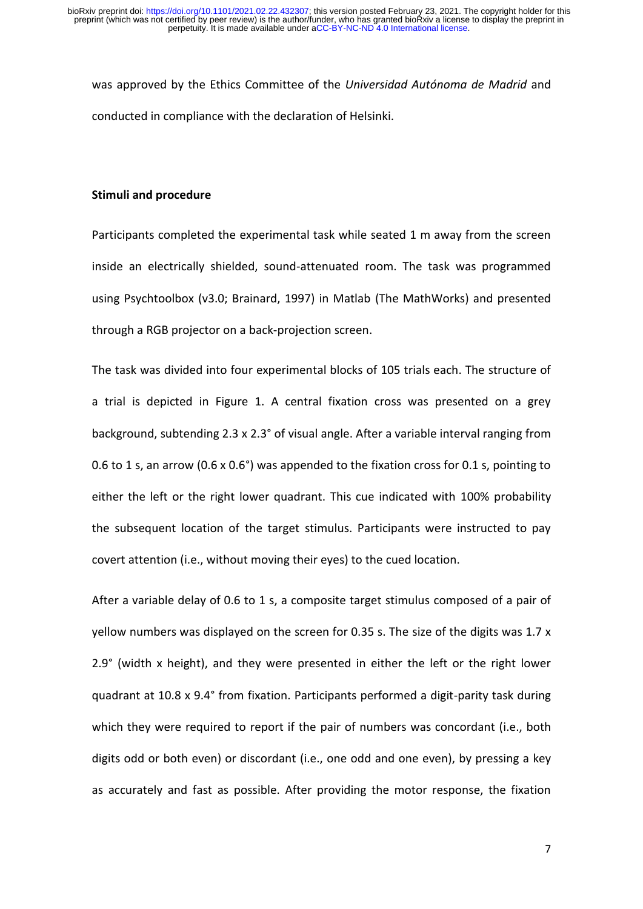was approved by the Ethics Committee of the *Universidad Autónoma de Madrid* and conducted in compliance with the declaration of Helsinki.

**Stimuli and procedure**

Participants completed the experimental task while seated 1 m away from the screen inside an electrically shielded, sound-attenuated room. The task was programmed using Psychtoolbox (v3.0; Brainard, 1997) in Matlab (The MathWorks) and presented through a RGB projector on a back-projection screen.

The task was divided into four experimental blocks of 105 trials each. The structure of a trial is depicted in Figure 1. A central fixation cross was presented on a grey background, subtending 2.3 x 2.3° of visual angle. After a variable interval ranging from 0.6 to 1 s, an arrow (0.6 x 0.6°) was appended to the fixation cross for 0.1 s, pointing to either the left or the right lower quadrant. This cue indicated with 100% probability the subsequent location of the target stimulus. Participants were instructed to pay covert attention (i.e., without moving their eyes) to the cued location.

After a variable delay of 0.6 to 1 s, a composite target stimulus composed of a pair of yellow numbers was displayed on the screen for 0.35 s. The size of the digits was 1.7 x 2.9° (width x height), and they were presented in either the left or the right lower quadrant at 10.8 x 9.4° from fixation. Participants performed a digit-parity task during which they were required to report if the pair of numbers was concordant (i.e., both digits odd or both even) or discordant (i.e., one odd and one even), by pressing a key as accurately and fast as possible. After providing the motor response, the fixation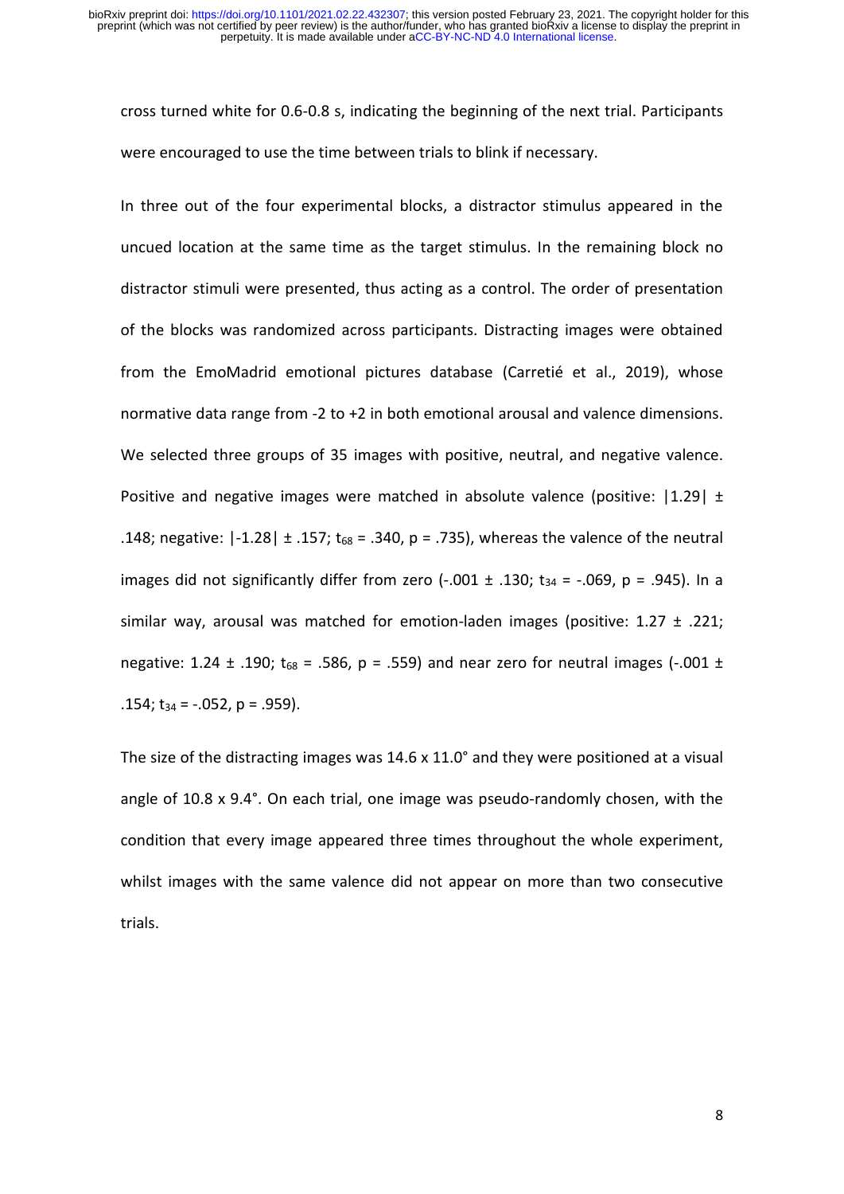cross turned white for 0.6-0.8 s, indicating the beginning of the next trial. Participants were encouraged to use the time between trials to blink if necessary.

In three out of the four experimental blocks, a distractor stimulus appeared in the uncued location at the same time as the target stimulus. In the remaining block no distractor stimuli were presented, thus acting as a control. The order of presentation of the blocks was randomized across participants. Distracting images were obtained from the EmoMadrid emotional pictures database (Carretié et al., 2019), whose normative data range from -2 to +2 in both emotional arousal and valence dimensions. We selected three groups of 35 images with positive, neutral, and negative valence. Positive and negative images were matched in absolute valence (positive: |1.29| ± .148; negative: |-1.28| ± .157; $t_{68}$ = .340, p = .735), whereas the valence of the neutral images did not significantly differ from zero (-.001 ± .130; $t_{34}$ = -.069, p = .945). In a similar way, arousal was matched for emotion-laden images (positive: 1.27 ± .221; negative: 1.24 ± .190; $t_{68}$ = .586, p = .559) and near zero for neutral images (-.001 ± .154; $t_{34}$ = -.052, p = .959).

The size of the distracting images was 14.6 x 11.0° and they were positioned at a visual angle of 10.8 x 9.4°. On each trial, one image was pseudo-randomly chosen, with the condition that every image appeared three times throughout the whole experiment, whilst images with the same valence did not appear on more than two consecutive trials.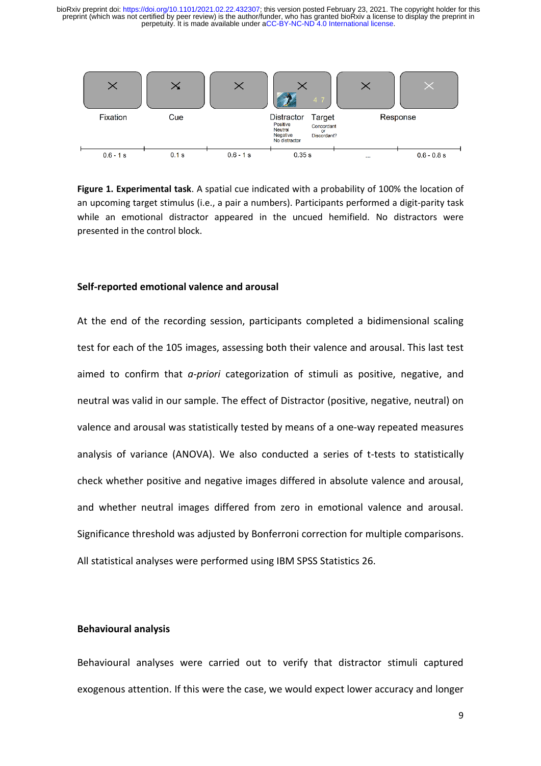Fixation | Cue | | Distractor (Positive, Neutral, Negative, No distractor) | Target (Concordant or Discordant?) | Response

0.6 - 1 s | 0.1 s | 0.6 - 1 s | 0.35 s | ... | 0.6 - 0.8 s

**Figure 1. Experimental task**. A spatial cue indicated with a probability of 100% the location of an upcoming target stimulus (i.e., a pair a numbers). Participants performed a digit-parity task while an emotional distractor appeared in the uncued hemifield. No distractors were presented in the control block.

### Self-reported emotional valence and arousal

At the end of the recording session, participants completed a bidimensional scaling test for each of the 105 images, assessing both their valence and arousal. This last test aimed to confirm that *a-priori* categorization of stimuli as positive, negative, and neutral was valid in our sample. The effect of Distractor (positive, negative, neutral) on valence and arousal was statistically tested by means of a one-way repeated measures analysis of variance (ANOVA). We also conducted a series of t-tests to statistically check whether positive and negative images differed in absolute valence and arousal, and whether neutral images differed from zero in emotional valence and arousal. Significance threshold was adjusted by Bonferroni correction for multiple comparisons. All statistical analyses were performed using IBM SPSS Statistics 26.

### Behavioural analysis

Behavioural analyses were carried out to verify that distractor stimuli captured exogenous attention. If this were the case, we would expect lower accuracy and longer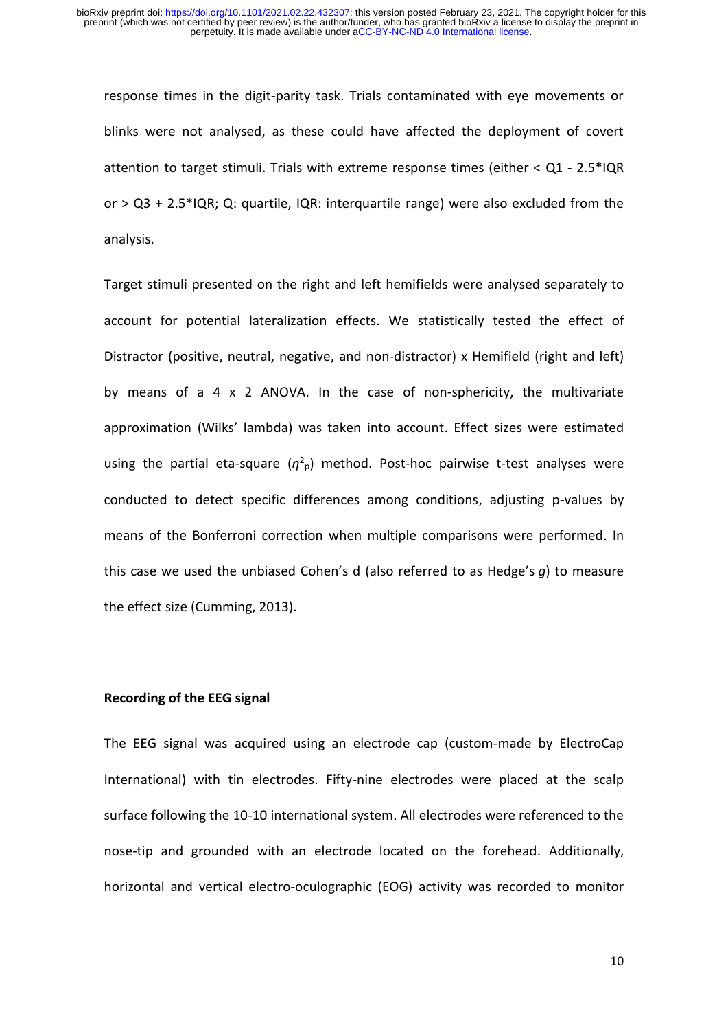response times in the digit-parity task. Trials contaminated with eye movements or blinks were not analysed, as these could have affected the deployment of covert attention to target stimuli. Trials with extreme response times (either < Q1 - 2.5*IQR or > Q3 + 2.5*IQR; Q: quartile, IQR: interquartile range) were also excluded from the analysis.

Target stimuli presented on the right and left hemifields were analysed separately to account for potential lateralization effects. We statistically tested the effect of Distractor (positive, neutral, negative, and non-distractor) x Hemifield (right and left) by means of a 4 x 2 ANOVA. In the case of non-sphericity, the multivariate approximation (Wilks' lambda) was taken into account. Effect sizes were estimated using the partial eta-square ($\eta^2_p$) method. Post-hoc pairwise t-test analyses were conducted to detect specific differences among conditions, adjusting p-values by means of the Bonferroni correction when multiple comparisons were performed. In this case we used the unbiased Cohen's d (also referred to as Hedge's *g*) to measure the effect size (Cumming, 2013).

**Recording of the EEG signal**

The EEG signal was acquired using an electrode cap (custom-made by ElectroCap International) with tin electrodes. Fifty-nine electrodes were placed at the scalp surface following the 10-10 international system. All electrodes were referenced to the nose-tip and grounded with an electrode located on the forehead. Additionally, horizontal and vertical electro-oculographic (EOG) activity was recorded to monitor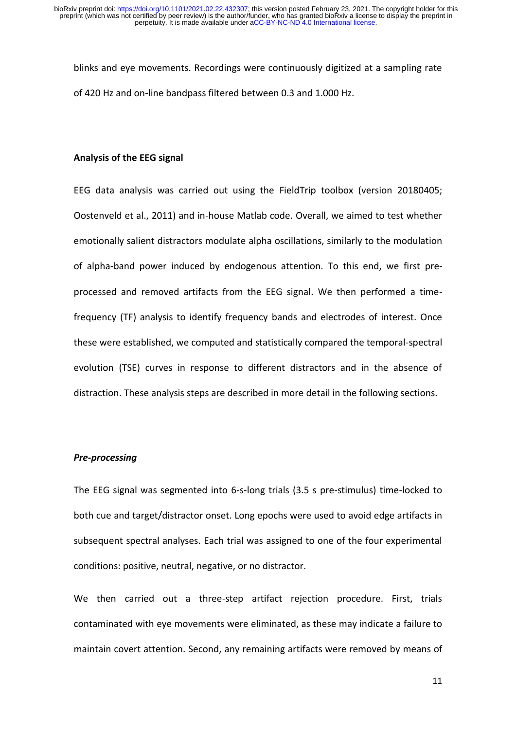blinks and eye movements. Recordings were continuously digitized at a sampling rate of 420 Hz and on-line bandpass filtered between 0.3 and 1.000 Hz.

### Analysis of the EEG signal

EEG data analysis was carried out using the FieldTrip toolbox (version 20180405; Oostenveld et al., 2011) and in-house Matlab code. Overall, we aimed to test whether emotionally salient distractors modulate alpha oscillations, similarly to the modulation of alpha-band power induced by endogenous attention. To this end, we first pre-processed and removed artifacts from the EEG signal. We then performed a time-frequency (TF) analysis to identify frequency bands and electrodes of interest. Once these were established, we computed and statistically compared the temporal-spectral evolution (TSE) curves in response to different distractors and in the absence of distraction. These analysis steps are described in more detail in the following sections.

#### *Pre-processing*

The EEG signal was segmented into 6-s-long trials (3.5 s pre-stimulus) time-locked to both cue and target/distractor onset. Long epochs were used to avoid edge artifacts in subsequent spectral analyses. Each trial was assigned to one of the four experimental conditions: positive, neutral, negative, or no distractor.

We then carried out a three-step artifact rejection procedure. First, trials contaminated with eye movements were eliminated, as these may indicate a failure to maintain covert attention. Second, any remaining artifacts were removed by means of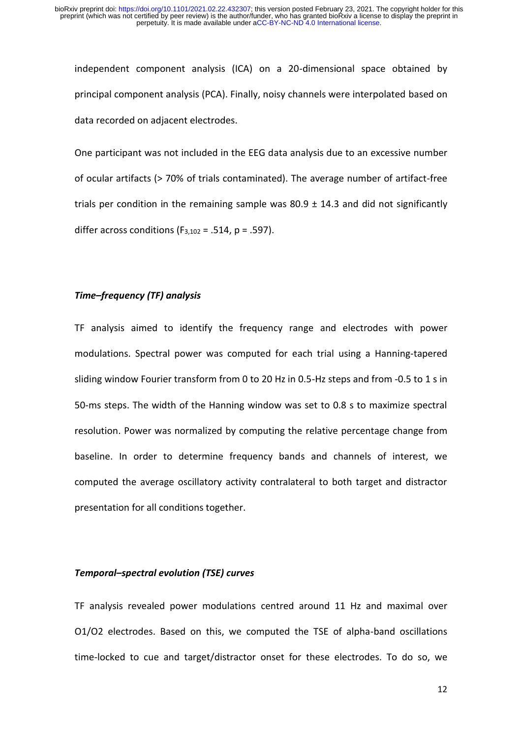independent component analysis (ICA) on a 20-dimensional space obtained by principal component analysis (PCA). Finally, noisy channels were interpolated based on data recorded on adjacent electrodes.

One participant was not included in the EEG data analysis due to an excessive number of ocular artifacts (> 70% of trials contaminated). The average number of artifact-free trials per condition in the remaining sample was 80.9 ± 14.3 and did not significantly differ across conditions ($F_{3,102} = .514$, $p = .597$).

### *Time–frequency (TF) analysis*

TF analysis aimed to identify the frequency range and electrodes with power modulations. Spectral power was computed for each trial using a Hanning-tapered sliding window Fourier transform from 0 to 20 Hz in 0.5-Hz steps and from -0.5 to 1 s in 50-ms steps. The width of the Hanning window was set to 0.8 s to maximize spectral resolution. Power was normalized by computing the relative percentage change from baseline. In order to determine frequency bands and channels of interest, we computed the average oscillatory activity contralateral to both target and distractor presentation for all conditions together.

### *Temporal–spectral evolution (TSE) curves*

TF analysis revealed power modulations centred around 11 Hz and maximal over O1/O2 electrodes. Based on this, we computed the TSE of alpha-band oscillations time-locked to cue and target/distractor onset for these electrodes. To do so, we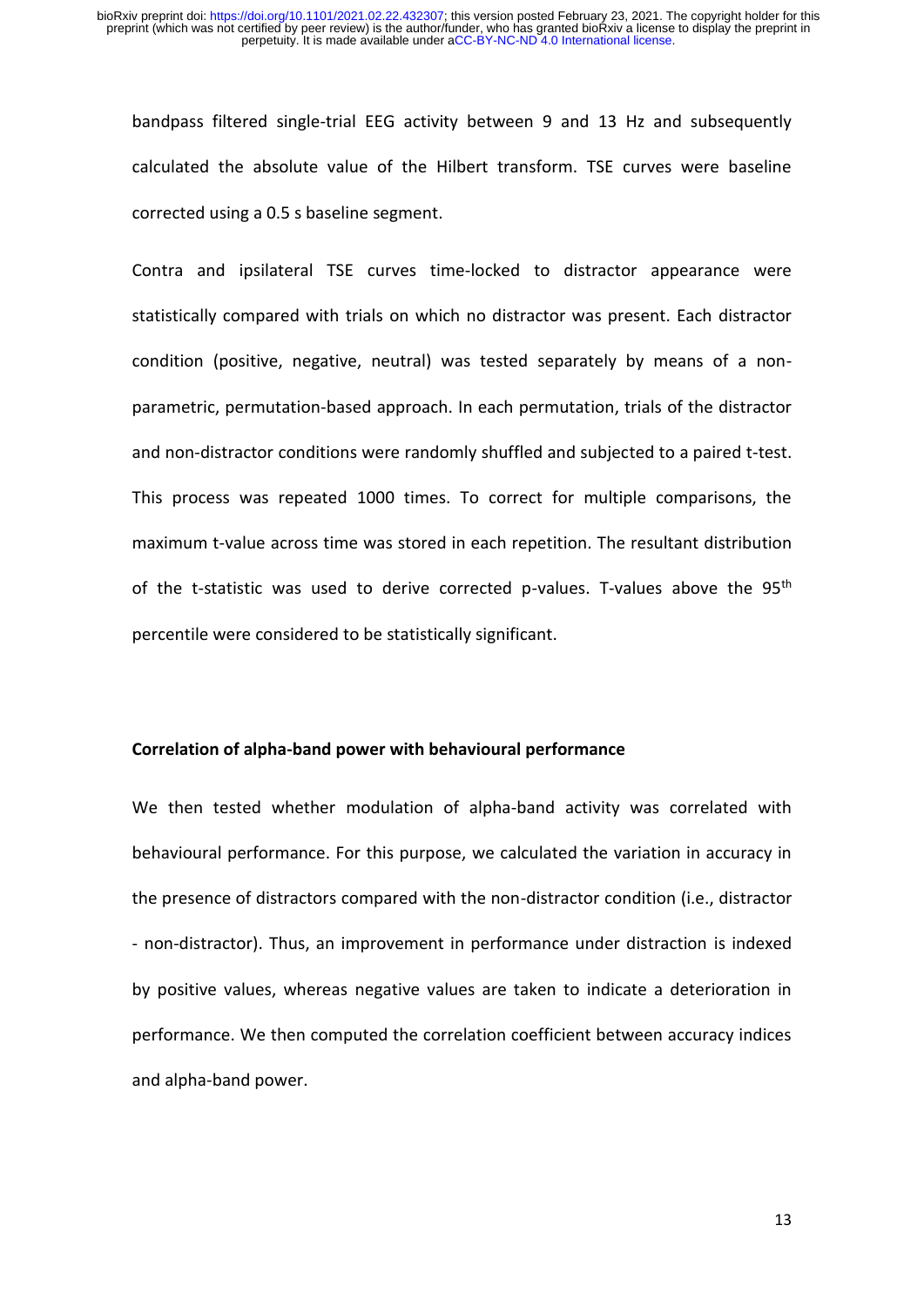bandpass filtered single-trial EEG activity between 9 and 13 Hz and subsequently calculated the absolute value of the Hilbert transform. TSE curves were baseline corrected using a 0.5 s baseline segment.

Contra and ipsilateral TSE curves time-locked to distractor appearance were statistically compared with trials on which no distractor was present. Each distractor condition (positive, negative, neutral) was tested separately by means of a non-parametric, permutation-based approach. In each permutation, trials of the distractor and non-distractor conditions were randomly shuffled and subjected to a paired t-test. This process was repeated 1000 times. To correct for multiple comparisons, the maximum t-value across time was stored in each repetition. The resultant distribution of the t-statistic was used to derive corrected p-values. T-values above the 95$^{th}$ percentile were considered to be statistically significant.

**Correlation of alpha-band power with behavioural performance**

We then tested whether modulation of alpha-band activity was correlated with behavioural performance. For this purpose, we calculated the variation in accuracy in the presence of distractors compared with the non-distractor condition (i.e., distractor - non-distractor). Thus, an improvement in performance under distraction is indexed by positive values, whereas negative values are taken to indicate a deterioration in performance. We then computed the correlation coefficient between accuracy indices and alpha-band power.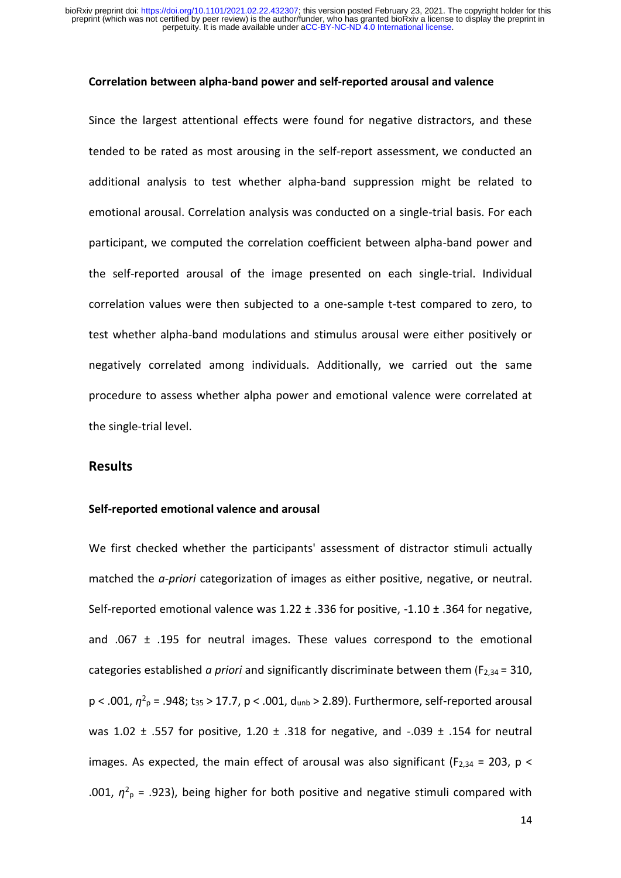### Correlation between alpha-band power and self-reported arousal and valence

Since the largest attentional effects were found for negative distractors, and these tended to be rated as most arousing in the self-report assessment, we conducted an additional analysis to test whether alpha-band suppression might be related to emotional arousal. Correlation analysis was conducted on a single-trial basis. For each participant, we computed the correlation coefficient between alpha-band power and the self-reported arousal of the image presented on each single-trial. Individual correlation values were then subjected to a one-sample t-test compared to zero, to test whether alpha-band modulations and stimulus arousal were either positively or negatively correlated among individuals. Additionally, we carried out the same procedure to assess whether alpha power and emotional valence were correlated at the single-trial level.

## Results

### Self-reported emotional valence and arousal

We first checked whether the participants' assessment of distractor stimuli actually matched the *a-priori* categorization of images as either positive, negative, or neutral. Self-reported emotional valence was 1.22 ± .336 for positive, -1.10 ± .364 for negative, and .067 ± .195 for neutral images. These values correspond to the emotional categories established *a priori* and significantly discriminate between them ($F_{2,34} = 310$, $p < .001$, $\eta^2_p = .948$; $t_{35} > 17.7$, $p < .001$, $d_{unb} > 2.89$). Furthermore, self-reported arousal was 1.02 ± .557 for positive, 1.20 ± .318 for negative, and -.039 ± .154 for neutral images. As expected, the main effect of arousal was also significant ($F_{2,34} = 203$, $p < .001$, $\eta^2_p = .923$), being higher for both positive and negative stimuli compared with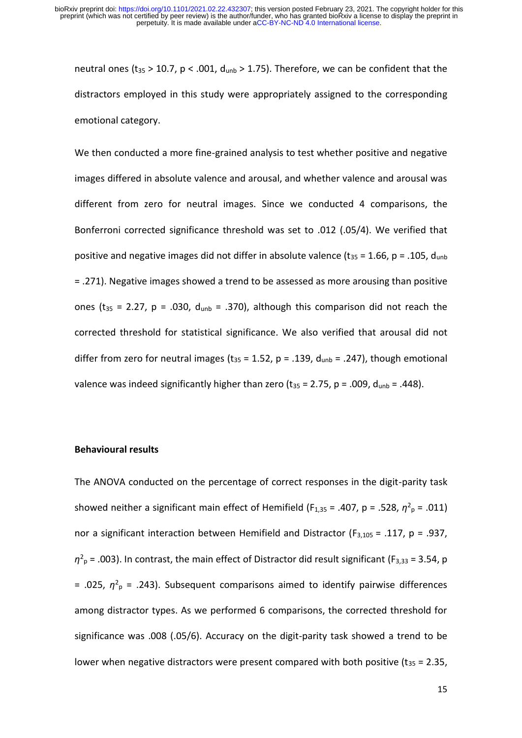neutral ones ($t_{35} > 10.7$, $p < .001$, $d_{unb} > 1.75$). Therefore, we can be confident that the distractors employed in this study were appropriately assigned to the corresponding emotional category.

We then conducted a more fine-grained analysis to test whether positive and negative images differed in absolute valence and arousal, and whether valence and arousal was different from zero for neutral images. Since we conducted 4 comparisons, the Bonferroni corrected significance threshold was set to .012 (.05/4). We verified that positive and negative images did not differ in absolute valence ($t_{35} = 1.66$, $p = .105$, $d_{unb} = .271$). Negative images showed a trend to be assessed as more arousing than positive ones ($t_{35} = 2.27$, $p = .030$, $d_{unb} = .370$), although this comparison did not reach the corrected threshold for statistical significance. We also verified that arousal did not differ from zero for neutral images ($t_{35} = 1.52$, $p = .139$, $d_{unb} = .247$), though emotional valence was indeed significantly higher than zero ($t_{35} = 2.75$, $p = .009$, $d_{unb} = .448$).

**Behavioural results**

The ANOVA conducted on the percentage of correct responses in the digit-parity task showed neither a significant main effect of Hemifield ($F_{1,35} = .407$, $p = .528$, $\eta^2_p = .011$) nor a significant interaction between Hemifield and Distractor ($F_{3,105} = .117$, $p = .937$, $\eta^2_p = .003$). In contrast, the main effect of Distractor did result significant ($F_{3,33} = 3.54$, $p = .025$, $\eta^2_p = .243$). Subsequent comparisons aimed to identify pairwise differences among distractor types. As we performed 6 comparisons, the corrected threshold for significance was .008 (.05/6). Accuracy on the digit-parity task showed a trend to be lower when negative distractors were present compared with both positive ($t_{35} = 2.35$,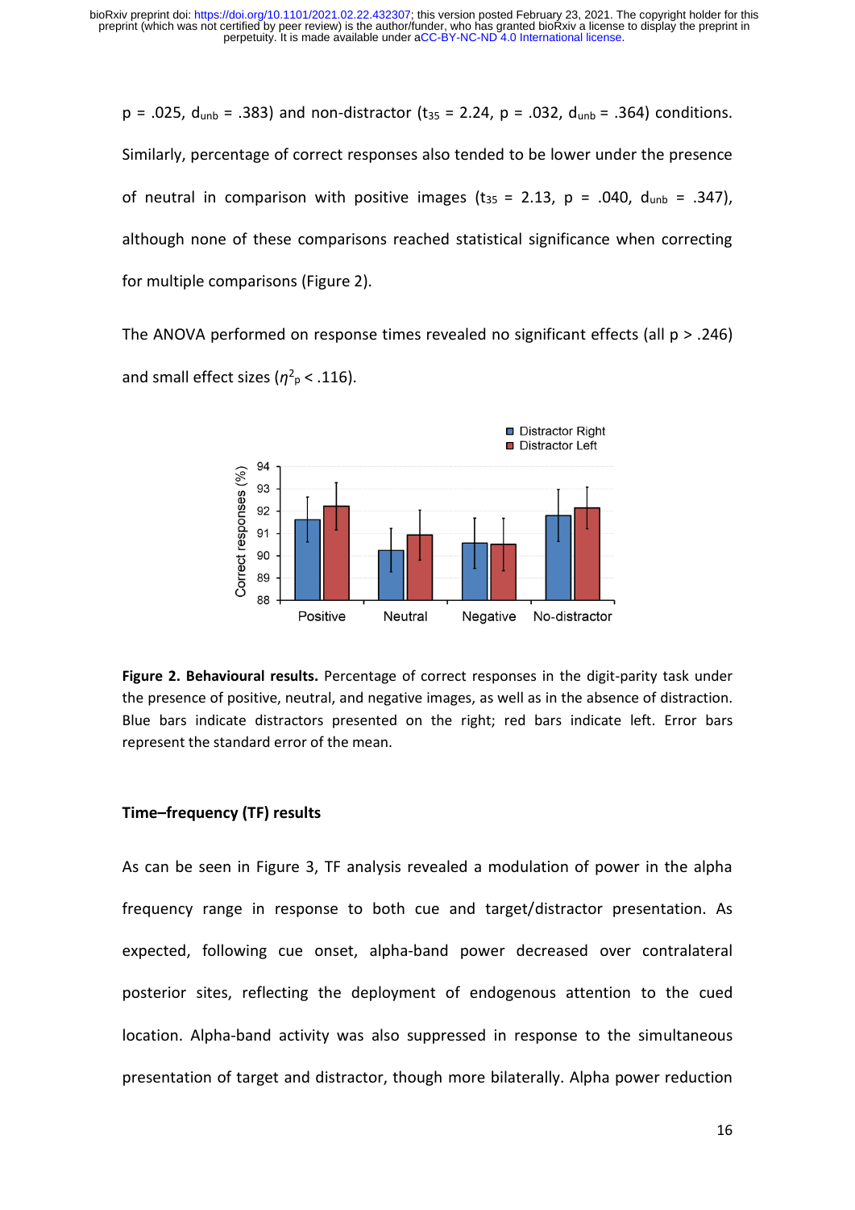p = .025, $d_{unb}$ = .383) and non-distractor ($t_{35}$ = 2.24, p = .032, $d_{unb}$ = .364) conditions. Similarly, percentage of correct responses also tended to be lower under the presence of neutral in comparison with positive images ($t_{35}$ = 2.13, p = .040, $d_{unb}$ = .347), although none of these comparisons reached statistical significance when correcting for multiple comparisons (Figure 2).

The ANOVA performed on response times revealed no significant effects (all p > .246) and small effect sizes ($\eta^2_p$ < .116).

**Figure 2. Behavioural results.** Percentage of correct responses in the digit-parity task under the presence of positive, neutral, and negative images, as well as in the absence of distraction. Blue bars indicate distractors presented on the right; red bars indicate left. Error bars represent the standard error of the mean.

### Time–frequency (TF) results

As can be seen in Figure 3, TF analysis revealed a modulation of power in the alpha frequency range in response to both cue and target/distractor presentation. As expected, following cue onset, alpha-band power decreased over contralateral posterior sites, reflecting the deployment of endogenous attention to the cued location. Alpha-band activity was also suppressed in response to the simultaneous presentation of target and distractor, though more bilaterally. Alpha power reduction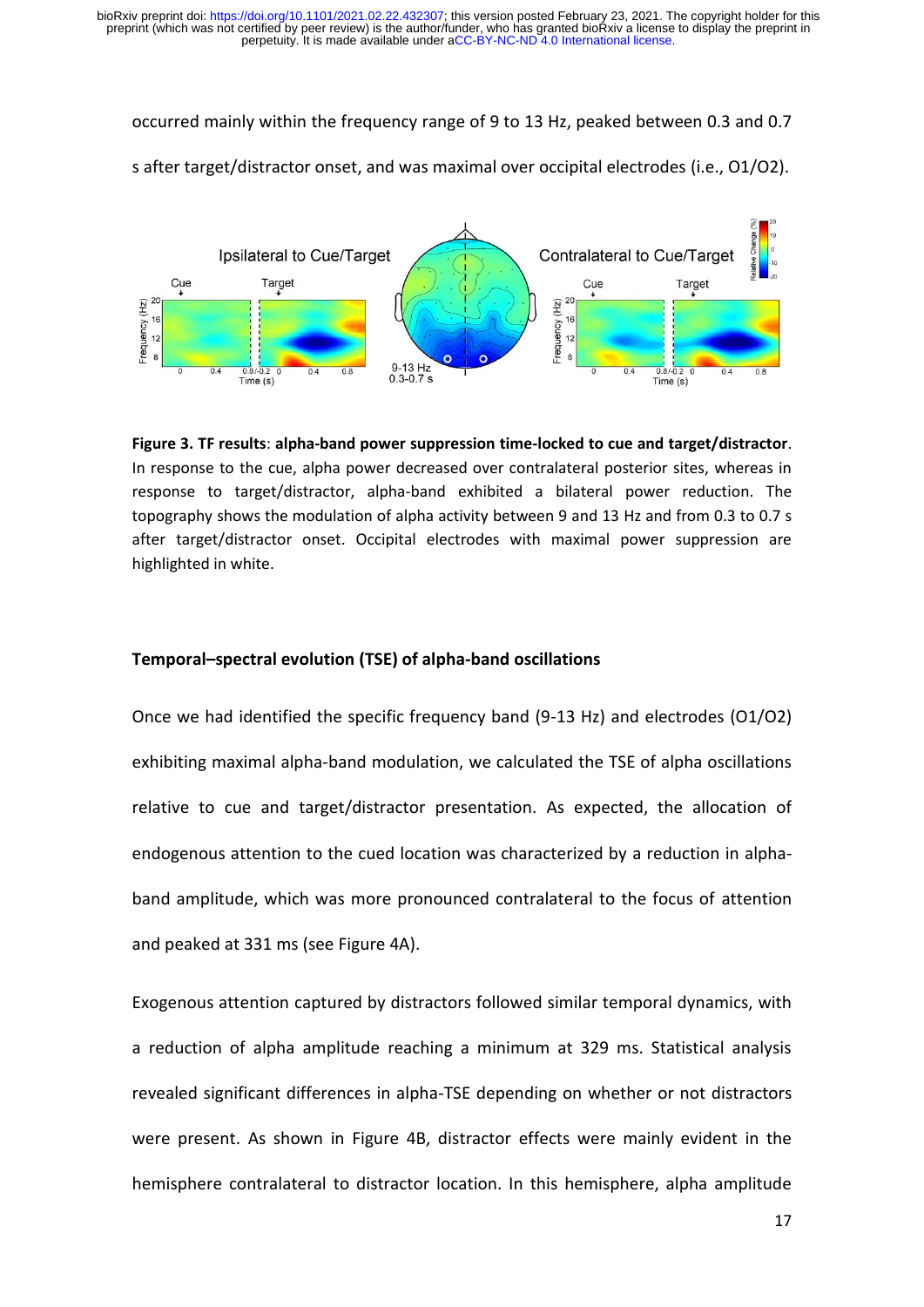occurred mainly within the frequency range of 9 to 13 Hz, peaked between 0.3 and 0.7 s after target/distractor onset, and was maximal over occipital electrodes (i.e., O1/O2).

**Figure 3. TF results**: **alpha-band power suppression time-locked to cue and target/distractor**. In response to the cue, alpha power decreased over contralateral posterior sites, whereas in response to target/distractor, alpha-band exhibited a bilateral power reduction. The topography shows the modulation of alpha activity between 9 and 13 Hz and from 0.3 to 0.7 s after target/distractor onset. Occipital electrodes with maximal power suppression are highlighted in white.

### Temporal–spectral evolution (TSE) of alpha-band oscillations

Once we had identified the specific frequency band (9-13 Hz) and electrodes (O1/O2) exhibiting maximal alpha-band modulation, we calculated the TSE of alpha oscillations relative to cue and target/distractor presentation. As expected, the allocation of endogenous attention to the cued location was characterized by a reduction in alpha-band amplitude, which was more pronounced contralateral to the focus of attention and peaked at 331 ms (see Figure 4A).

Exogenous attention captured by distractors followed similar temporal dynamics, with a reduction of alpha amplitude reaching a minimum at 329 ms. Statistical analysis revealed significant differences in alpha-TSE depending on whether or not distractors were present. As shown in Figure 4B, distractor effects were mainly evident in the hemisphere contralateral to distractor location. In this hemisphere, alpha amplitude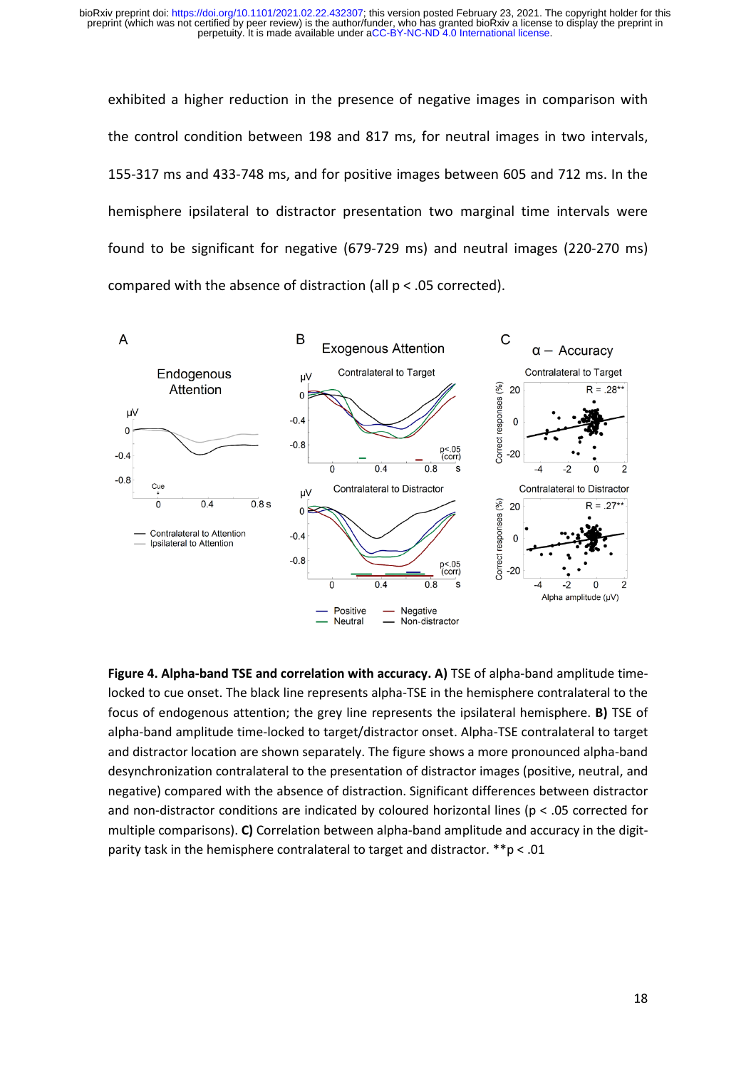exhibited a higher reduction in the presence of negative images in comparison with the control condition between 198 and 817 ms, for neutral images in two intervals, 155-317 ms and 433-748 ms, and for positive images between 605 and 712 ms. In the hemisphere ipsilateral to distractor presentation two marginal time intervals were found to be significant for negative (679-729 ms) and neutral images (220-270 ms) compared with the absence of distraction (all $p < .05$ corrected).

**Figure 4. Alpha-band TSE and correlation with accuracy. A)** TSE of alpha-band amplitude time-locked to cue onset. The black line represents alpha-TSE in the hemisphere contralateral to the focus of endogenous attention; the grey line represents the ipsilateral hemisphere. **B)** TSE of alpha-band amplitude time-locked to target/distractor onset. Alpha-TSE contralateral to target and distractor location are shown separately. The figure shows a more pronounced alpha-band desynchronization contralateral to the presentation of distractor images (positive, neutral, and negative) compared with the absence of distraction. Significant differences between distractor and non-distractor conditions are indicated by coloured horizontal lines ($p < .05$ corrected for multiple comparisons). **C)** Correlation between alpha-band amplitude and accuracy in the digit-parity task in the hemisphere contralateral to target and distractor. **$p < .01$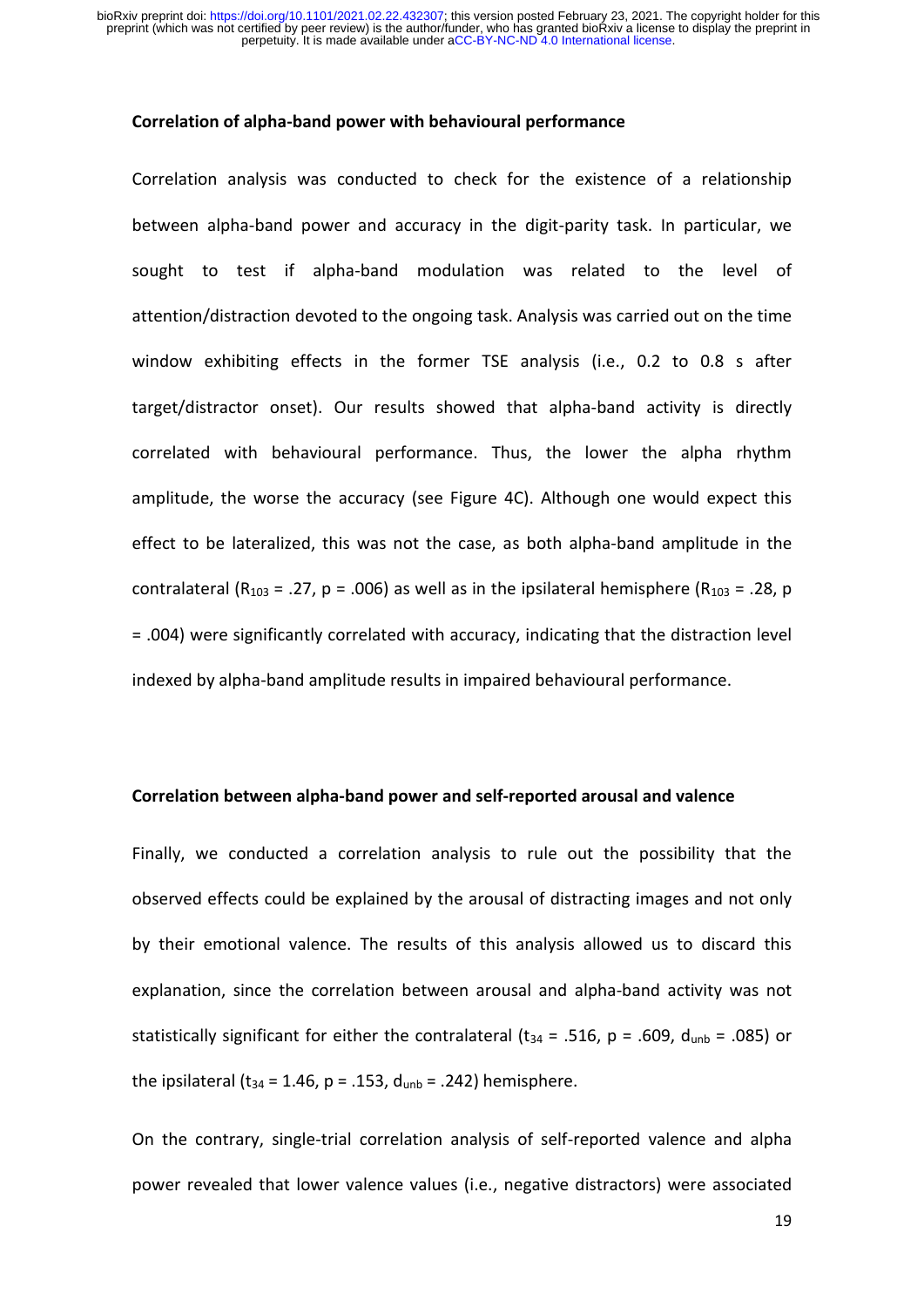### Correlation of alpha-band power with behavioural performance

Correlation analysis was conducted to check for the existence of a relationship between alpha-band power and accuracy in the digit-parity task. In particular, we sought to test if alpha-band modulation was related to the level of attention/distraction devoted to the ongoing task. Analysis was carried out on the time window exhibiting effects in the former TSE analysis (i.e., 0.2 to 0.8 s after target/distractor onset). Our results showed that alpha-band activity is directly correlated with behavioural performance. Thus, the lower the alpha rhythm amplitude, the worse the accuracy (see Figure 4C). Although one would expect this effect to be lateralized, this was not the case, as both alpha-band amplitude in the contralateral ($R_{103}$ = .27, p = .006) as well as in the ipsilateral hemisphere ($R_{103}$ = .28, p = .004) were significantly correlated with accuracy, indicating that the distraction level indexed by alpha-band amplitude results in impaired behavioural performance.

### Correlation between alpha-band power and self-reported arousal and valence

Finally, we conducted a correlation analysis to rule out the possibility that the observed effects could be explained by the arousal of distracting images and not only by their emotional valence. The results of this analysis allowed us to discard this explanation, since the correlation between arousal and alpha-band activity was not statistically significant for either the contralateral ($t_{34}$ = .516, p = .609, $d_{unb}$ = .085) or the ipsilateral ($t_{34}$ = 1.46, p = .153, $d_{unb}$ = .242) hemisphere.

On the contrary, single-trial correlation analysis of self-reported valence and alpha power revealed that lower valence values (i.e., negative distractors) were associated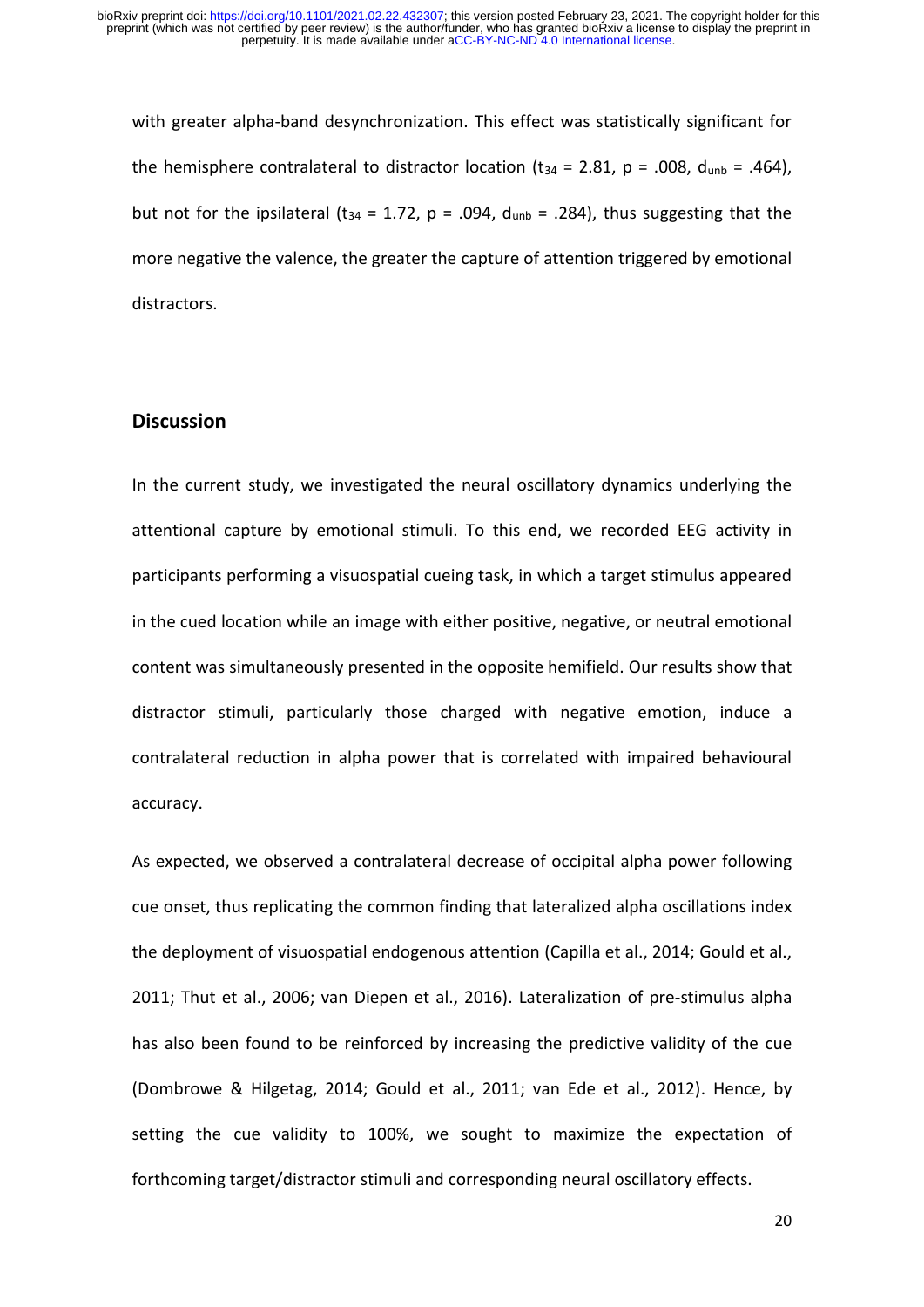with greater alpha-band desynchronization. This effect was statistically significant for the hemisphere contralateral to distractor location ($t_{34}$ = 2.81, p = .008, $d_{unb}$ = .464), but not for the ipsilateral ($t_{34}$ = 1.72, p = .094, $d_{unb}$ = .284), thus suggesting that the more negative the valence, the greater the capture of attention triggered by emotional distractors.

## Discussion

In the current study, we investigated the neural oscillatory dynamics underlying the attentional capture by emotional stimuli. To this end, we recorded EEG activity in participants performing a visuospatial cueing task, in which a target stimulus appeared in the cued location while an image with either positive, negative, or neutral emotional content was simultaneously presented in the opposite hemifield. Our results show that distractor stimuli, particularly those charged with negative emotion, induce a contralateral reduction in alpha power that is correlated with impaired behavioural accuracy.

As expected, we observed a contralateral decrease of occipital alpha power following cue onset, thus replicating the common finding that lateralized alpha oscillations index the deployment of visuospatial endogenous attention (Capilla et al., 2014; Gould et al., 2011; Thut et al., 2006; van Diepen et al., 2016). Lateralization of pre-stimulus alpha has also been found to be reinforced by increasing the predictive validity of the cue (Dombrowe & Hilgetag, 2014; Gould et al., 2011; van Ede et al., 2012). Hence, by setting the cue validity to 100%, we sought to maximize the expectation of forthcoming target/distractor stimuli and corresponding neural oscillatory effects.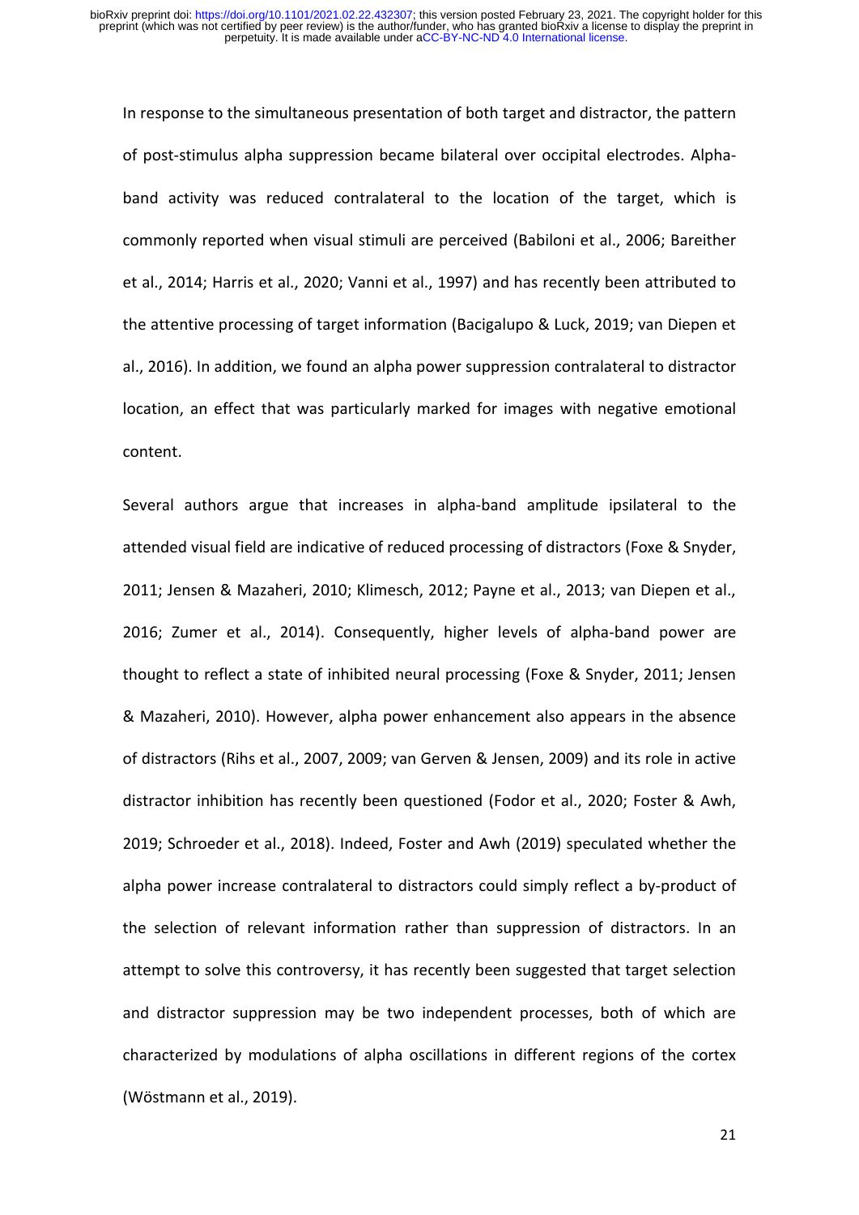In response to the simultaneous presentation of both target and distractor, the pattern of post-stimulus alpha suppression became bilateral over occipital electrodes. Alpha-band activity was reduced contralateral to the location of the target, which is commonly reported when visual stimuli are perceived (Babiloni et al., 2006; Bareither et al., 2014; Harris et al., 2020; Vanni et al., 1997) and has recently been attributed to the attentive processing of target information (Bacigalupo & Luck, 2019; van Diepen et al., 2016). In addition, we found an alpha power suppression contralateral to distractor location, an effect that was particularly marked for images with negative emotional content.

Several authors argue that increases in alpha-band amplitude ipsilateral to the attended visual field are indicative of reduced processing of distractors (Foxe & Snyder, 2011; Jensen & Mazaheri, 2010; Klimesch, 2012; Payne et al., 2013; van Diepen et al., 2016; Zumer et al., 2014). Consequently, higher levels of alpha-band power are thought to reflect a state of inhibited neural processing (Foxe & Snyder, 2011; Jensen & Mazaheri, 2010). However, alpha power enhancement also appears in the absence of distractors (Rihs et al., 2007, 2009; van Gerven & Jensen, 2009) and its role in active distractor inhibition has recently been questioned (Fodor et al., 2020; Foster & Awh, 2019; Schroeder et al., 2018). Indeed, Foster and Awh (2019) speculated whether the alpha power increase contralateral to distractors could simply reflect a by-product of the selection of relevant information rather than suppression of distractors. In an attempt to solve this controversy, it has recently been suggested that target selection and distractor suppression may be two independent processes, both of which are characterized by modulations of alpha oscillations in different regions of the cortex (Wöstmann et al., 2019).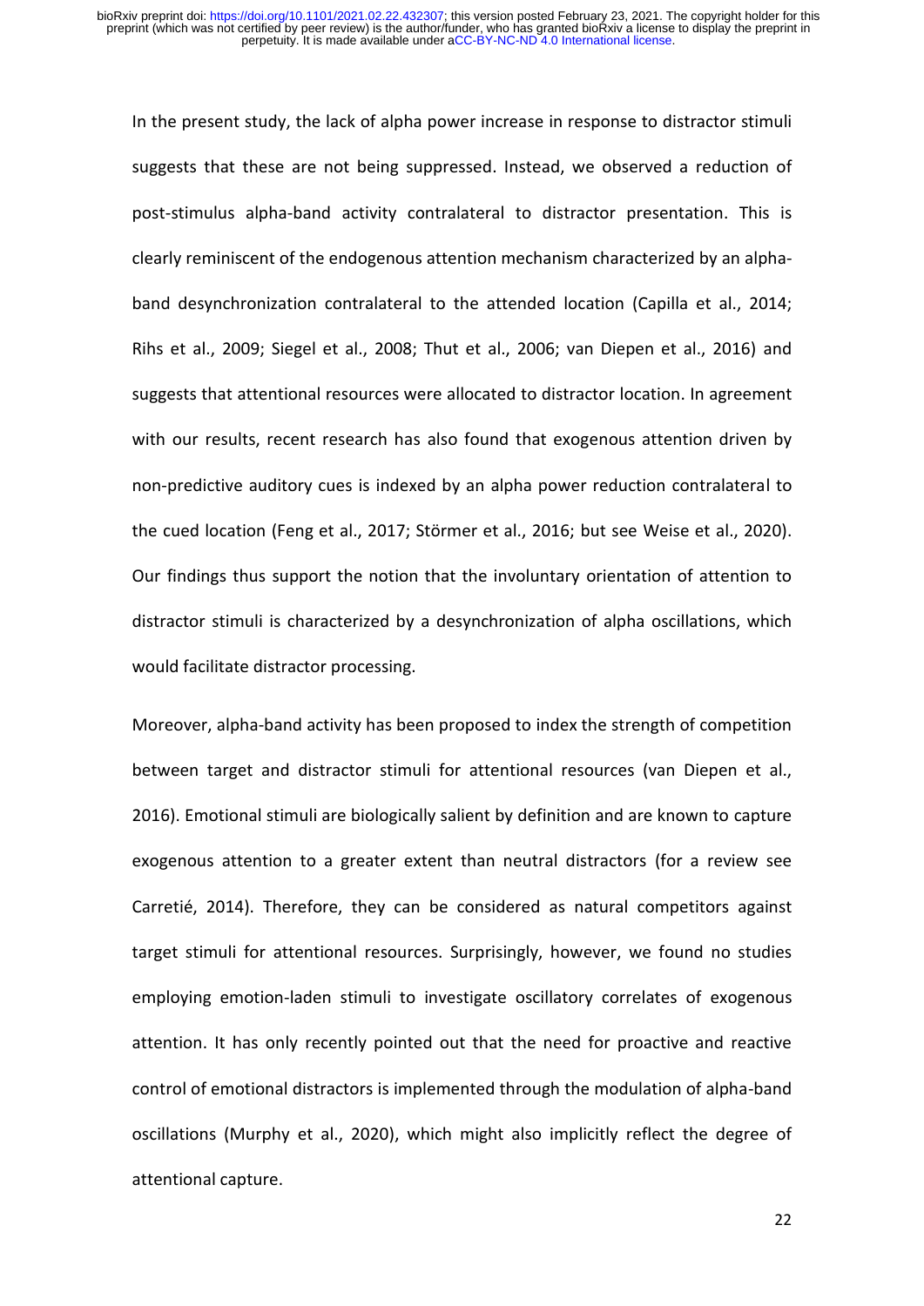In the present study, the lack of alpha power increase in response to distractor stimuli suggests that these are not being suppressed. Instead, we observed a reduction of post-stimulus alpha-band activity contralateral to distractor presentation. This is clearly reminiscent of the endogenous attention mechanism characterized by an alpha-band desynchronization contralateral to the attended location (Capilla et al., 2014; Rihs et al., 2009; Siegel et al., 2008; Thut et al., 2006; van Diepen et al., 2016) and suggests that attentional resources were allocated to distractor location. In agreement with our results, recent research has also found that exogenous attention driven by non-predictive auditory cues is indexed by an alpha power reduction contralateral to the cued location (Feng et al., 2017; Störmer et al., 2016; but see Weise et al., 2020). Our findings thus support the notion that the involuntary orientation of attention to distractor stimuli is characterized by a desynchronization of alpha oscillations, which would facilitate distractor processing.

Moreover, alpha-band activity has been proposed to index the strength of competition between target and distractor stimuli for attentional resources (van Diepen et al., 2016). Emotional stimuli are biologically salient by definition and are known to capture exogenous attention to a greater extent than neutral distractors (for a review see Carretié, 2014). Therefore, they can be considered as natural competitors against target stimuli for attentional resources. Surprisingly, however, we found no studies employing emotion-laden stimuli to investigate oscillatory correlates of exogenous attention. It has only recently pointed out that the need for proactive and reactive control of emotional distractors is implemented through the modulation of alpha-band oscillations (Murphy et al., 2020), which might also implicitly reflect the degree of attentional capture.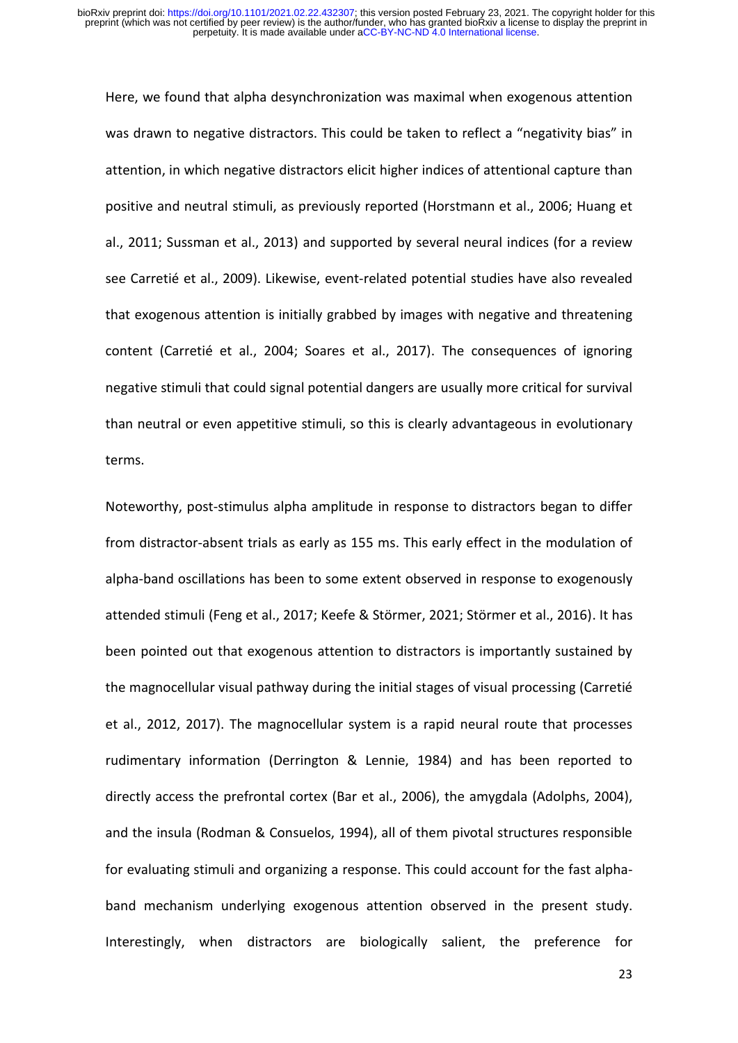Here, we found that alpha desynchronization was maximal when exogenous attention was drawn to negative distractors. This could be taken to reflect a "negativity bias" in attention, in which negative distractors elicit higher indices of attentional capture than positive and neutral stimuli, as previously reported (Horstmann et al., 2006; Huang et al., 2011; Sussman et al., 2013) and supported by several neural indices (for a review see Carretié et al., 2009). Likewise, event-related potential studies have also revealed that exogenous attention is initially grabbed by images with negative and threatening content (Carretié et al., 2004; Soares et al., 2017). The consequences of ignoring negative stimuli that could signal potential dangers are usually more critical for survival than neutral or even appetitive stimuli, so this is clearly advantageous in evolutionary terms.

Noteworthy, post-stimulus alpha amplitude in response to distractors began to differ from distractor-absent trials as early as 155 ms. This early effect in the modulation of alpha-band oscillations has been to some extent observed in response to exogenously attended stimuli (Feng et al., 2017; Keefe & Störmer, 2021; Störmer et al., 2016). It has been pointed out that exogenous attention to distractors is importantly sustained by the magnocellular visual pathway during the initial stages of visual processing (Carretié et al., 2012, 2017). The magnocellular system is a rapid neural route that processes rudimentary information (Derrington & Lennie, 1984) and has been reported to directly access the prefrontal cortex (Bar et al., 2006), the amygdala (Adolphs, 2004), and the insula (Rodman & Consuelos, 1994), all of them pivotal structures responsible for evaluating stimuli and organizing a response. This could account for the fast alpha-band mechanism underlying exogenous attention observed in the present study. Interestingly, when distractors are biologically salient, the preference for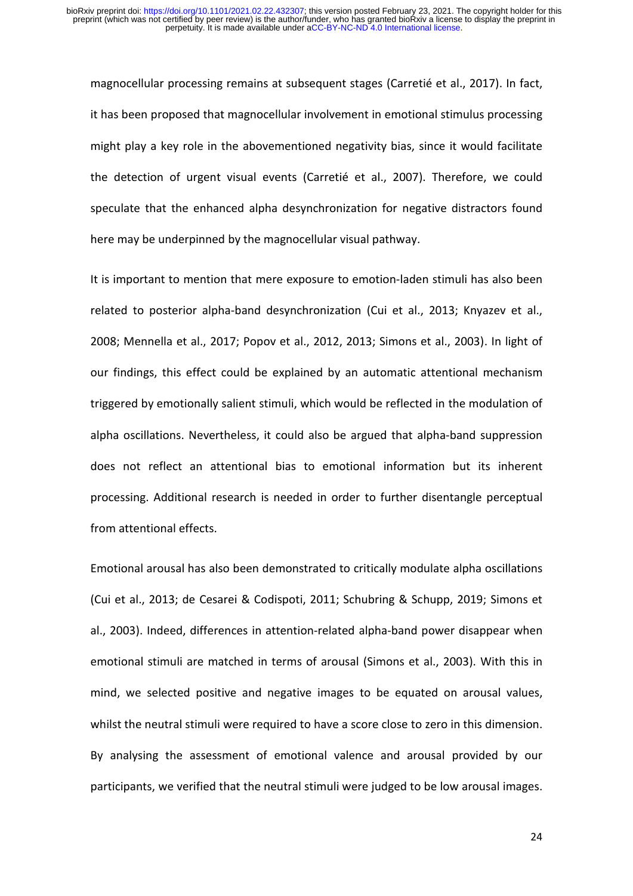magnocellular processing remains at subsequent stages (Carretié et al., 2017). In fact, it has been proposed that magnocellular involvement in emotional stimulus processing might play a key role in the abovementioned negativity bias, since it would facilitate the detection of urgent visual events (Carretié et al., 2007). Therefore, we could speculate that the enhanced alpha desynchronization for negative distractors found here may be underpinned by the magnocellular visual pathway.

It is important to mention that mere exposure to emotion-laden stimuli has also been related to posterior alpha-band desynchronization (Cui et al., 2013; Knyazev et al., 2008; Mennella et al., 2017; Popov et al., 2012, 2013; Simons et al., 2003). In light of our findings, this effect could be explained by an automatic attentional mechanism triggered by emotionally salient stimuli, which would be reflected in the modulation of alpha oscillations. Nevertheless, it could also be argued that alpha-band suppression does not reflect an attentional bias to emotional information but its inherent processing. Additional research is needed in order to further disentangle perceptual from attentional effects.

Emotional arousal has also been demonstrated to critically modulate alpha oscillations (Cui et al., 2013; de Cesarei & Codispoti, 2011; Schubring & Schupp, 2019; Simons et al., 2003). Indeed, differences in attention-related alpha-band power disappear when emotional stimuli are matched in terms of arousal (Simons et al., 2003). With this in mind, we selected positive and negative images to be equated on arousal values, whilst the neutral stimuli were required to have a score close to zero in this dimension. By analysing the assessment of emotional valence and arousal provided by our participants, we verified that the neutral stimuli were judged to be low arousal images.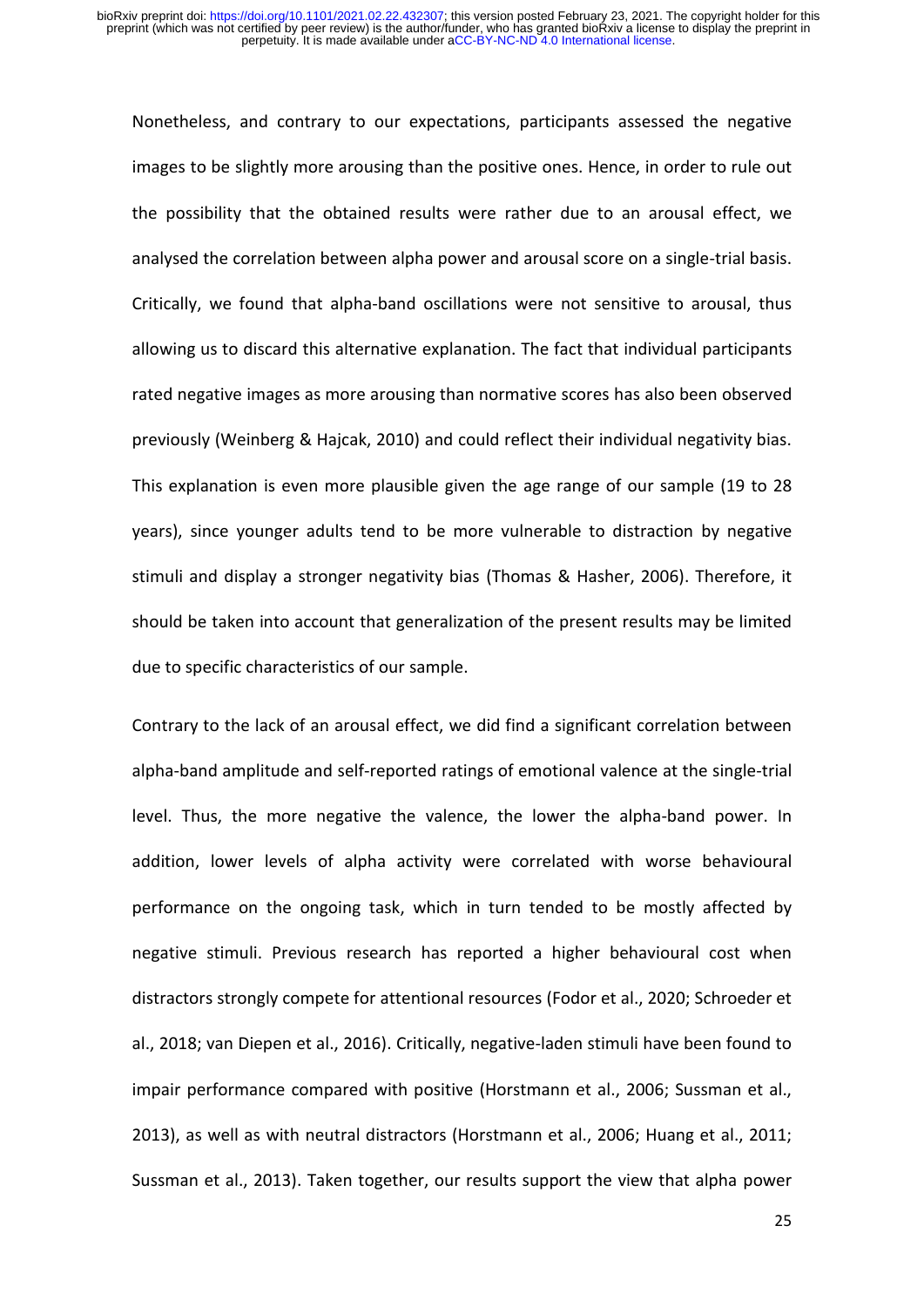Nonetheless, and contrary to our expectations, participants assessed the negative images to be slightly more arousing than the positive ones. Hence, in order to rule out the possibility that the obtained results were rather due to an arousal effect, we analysed the correlation between alpha power and arousal score on a single-trial basis. Critically, we found that alpha-band oscillations were not sensitive to arousal, thus allowing us to discard this alternative explanation. The fact that individual participants rated negative images as more arousing than normative scores has also been observed previously (Weinberg & Hajcak, 2010) and could reflect their individual negativity bias. This explanation is even more plausible given the age range of our sample (19 to 28 years), since younger adults tend to be more vulnerable to distraction by negative stimuli and display a stronger negativity bias (Thomas & Hasher, 2006). Therefore, it should be taken into account that generalization of the present results may be limited due to specific characteristics of our sample.

Contrary to the lack of an arousal effect, we did find a significant correlation between alpha-band amplitude and self-reported ratings of emotional valence at the single-trial level. Thus, the more negative the valence, the lower the alpha-band power. In addition, lower levels of alpha activity were correlated with worse behavioural performance on the ongoing task, which in turn tended to be mostly affected by negative stimuli. Previous research has reported a higher behavioural cost when distractors strongly compete for attentional resources (Fodor et al., 2020; Schroeder et al., 2018; van Diepen et al., 2016). Critically, negative-laden stimuli have been found to impair performance compared with positive (Horstmann et al., 2006; Sussman et al., 2013), as well as with neutral distractors (Horstmann et al., 2006; Huang et al., 2011; Sussman et al., 2013). Taken together, our results support the view that alpha power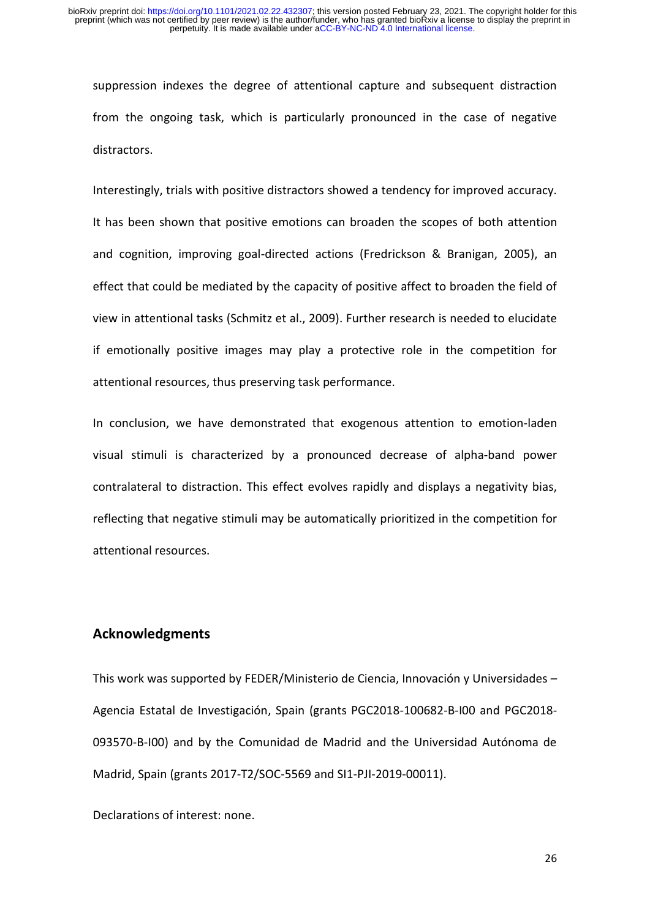suppression indexes the degree of attentional capture and subsequent distraction from the ongoing task, which is particularly pronounced in the case of negative distractors.

Interestingly, trials with positive distractors showed a tendency for improved accuracy. It has been shown that positive emotions can broaden the scopes of both attention and cognition, improving goal-directed actions (Fredrickson & Branigan, 2005), an effect that could be mediated by the capacity of positive affect to broaden the field of view in attentional tasks (Schmitz et al., 2009). Further research is needed to elucidate if emotionally positive images may play a protective role in the competition for attentional resources, thus preserving task performance.

In conclusion, we have demonstrated that exogenous attention to emotion-laden visual stimuli is characterized by a pronounced decrease of alpha-band power contralateral to distraction. This effect evolves rapidly and displays a negativity bias, reflecting that negative stimuli may be automatically prioritized in the competition for attentional resources.

## Acknowledgments

This work was supported by FEDER/Ministerio de Ciencia, Innovación y Universidades – Agencia Estatal de Investigación, Spain (grants PGC2018-100682-B-I00 and PGC2018-093570-B-I00) and by the Comunidad de Madrid and the Universidad Autónoma de Madrid, Spain (grants 2017-T2/SOC-5569 and SI1-PJI-2019-00011).

Declarations of interest: none.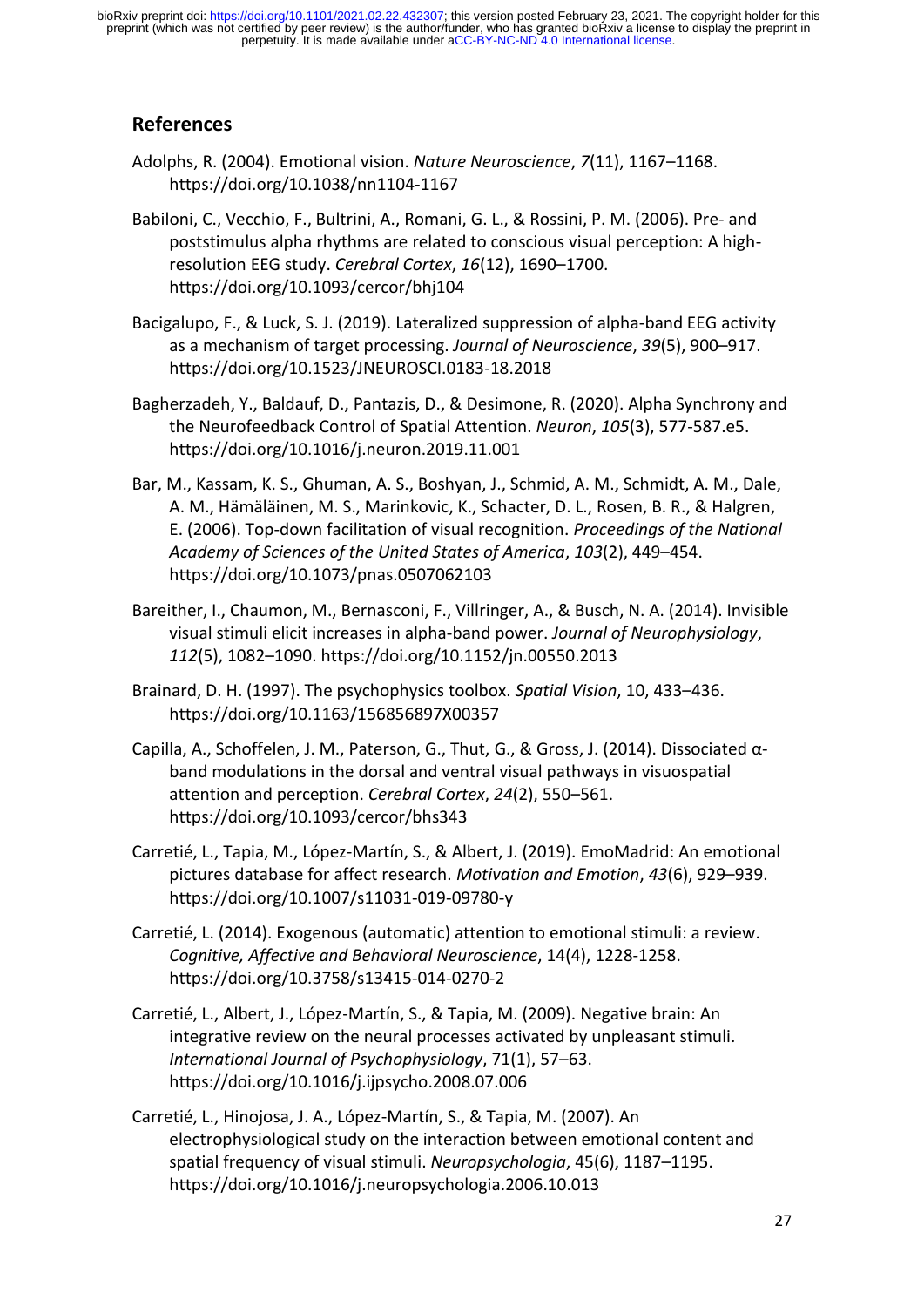## References

Adolphs, R. (2004). Emotional vision. *Nature Neuroscience*, *7*(11), 1167–1168. https://doi.org/10.1038/nn1104-1167

Babiloni, C., Vecchio, F., Bultrini, A., Romani, G. L., & Rossini, P. M. (2006). Pre- and poststimulus alpha rhythms are related to conscious visual perception: A high-resolution EEG study. *Cerebral Cortex*, *16*(12), 1690–1700. https://doi.org/10.1093/cercor/bhj104

Bacigalupo, F., & Luck, S. J. (2019). Lateralized suppression of alpha-band EEG activity as a mechanism of target processing. *Journal of Neuroscience*, *39*(5), 900–917. https://doi.org/10.1523/JNEUROSCI.0183-18.2018

Bagherzadeh, Y., Baldauf, D., Pantazis, D., & Desimone, R. (2020). Alpha Synchrony and the Neurofeedback Control of Spatial Attention. *Neuron*, *105*(3), 577-587.e5. https://doi.org/10.1016/j.neuron.2019.11.001

Bar, M., Kassam, K. S., Ghuman, A. S., Boshyan, J., Schmid, A. M., Schmidt, A. M., Dale, A. M., Hämäläinen, M. S., Marinkovic, K., Schacter, D. L., Rosen, B. R., & Halgren, E. (2006). Top-down facilitation of visual recognition. *Proceedings of the National Academy of Sciences of the United States of America*, *103*(2), 449–454. https://doi.org/10.1073/pnas.0507062103

Bareither, I., Chaumon, M., Bernasconi, F., Villringer, A., & Busch, N. A. (2014). Invisible visual stimuli elicit increases in alpha-band power. *Journal of Neurophysiology*, *112*(5), 1082–1090. https://doi.org/10.1152/jn.00550.2013

Brainard, D. H. (1997). The psychophysics toolbox. *Spatial Vision*, 10, 433–436. https://doi.org/10.1163/156856897X00357

Capilla, A., Schoffelen, J. M., Paterson, G., Thut, G., & Gross, J. (2014). Dissociated α-band modulations in the dorsal and ventral visual pathways in visuospatial attention and perception. *Cerebral Cortex*, *24*(2), 550–561. https://doi.org/10.1093/cercor/bhs343

Carretié, L., Tapia, M., López-Martín, S., & Albert, J. (2019). EmoMadrid: An emotional pictures database for affect research. *Motivation and Emotion*, *43*(6), 929–939. https://doi.org/10.1007/s11031-019-09780-y

Carretié, L. (2014). Exogenous (automatic) attention to emotional stimuli: a review. *Cognitive, Affective and Behavioral Neuroscience*, 14(4), 1228-1258. https://doi.org/10.3758/s13415-014-0270-2

Carretié, L., Albert, J., López-Martín, S., & Tapia, M. (2009). Negative brain: An integrative review on the neural processes activated by unpleasant stimuli. *International Journal of Psychophysiology*, 71(1), 57–63. https://doi.org/10.1016/j.ijpsycho.2008.07.006

Carretié, L., Hinojosa, J. A., López-Martín, S., & Tapia, M. (2007). An electrophysiological study on the interaction between emotional content and spatial frequency of visual stimuli. *Neuropsychologia*, 45(6), 1187–1195. https://doi.org/10.1016/j.neuropsychologia.2006.10.013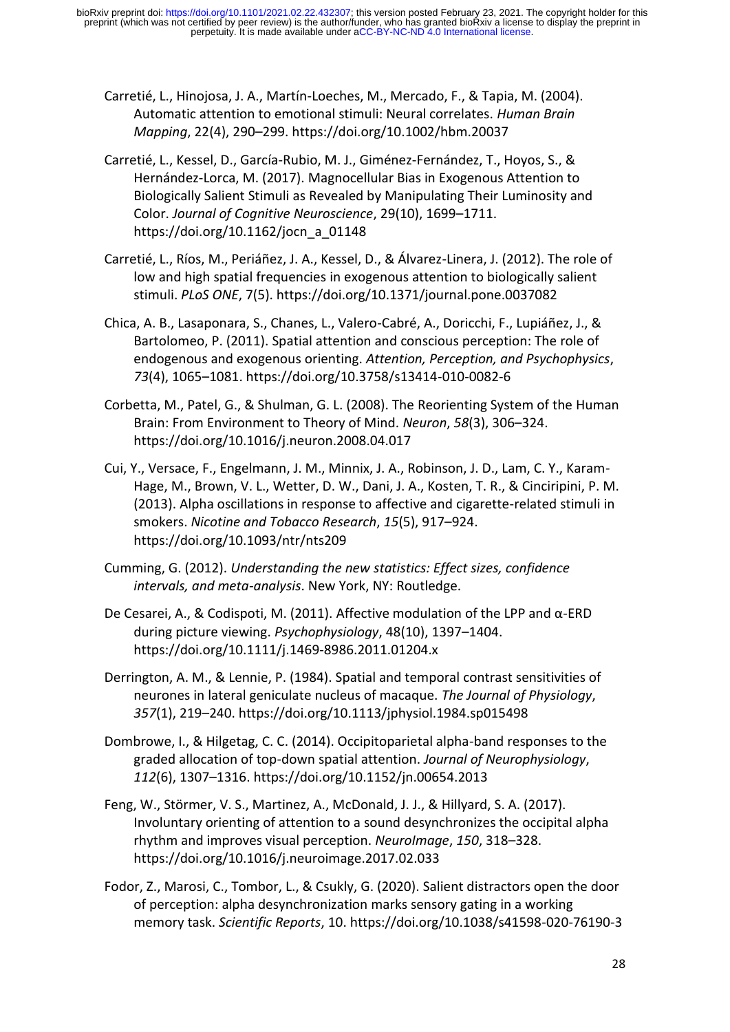Carretié, L., Hinojosa, J. A., Martín-Loeches, M., Mercado, F., & Tapia, M. (2004). Automatic attention to emotional stimuli: Neural correlates. *Human Brain Mapping*, 22(4), 290–299. https://doi.org/10.1002/hbm.20037

Carretié, L., Kessel, D., García-Rubio, M. J., Giménez-Fernández, T., Hoyos, S., & Hernández-Lorca, M. (2017). Magnocellular Bias in Exogenous Attention to Biologically Salient Stimuli as Revealed by Manipulating Their Luminosity and Color. *Journal of Cognitive Neuroscience*, 29(10), 1699–1711. https://doi.org/10.1162/jocn_a_01148

Carretié, L., Ríos, M., Periáñez, J. A., Kessel, D., & Álvarez-Linera, J. (2012). The role of low and high spatial frequencies in exogenous attention to biologically salient stimuli. *PLoS ONE*, 7(5). https://doi.org/10.1371/journal.pone.0037082

Chica, A. B., Lasaponara, S., Chanes, L., Valero-Cabré, A., Doricchi, F., Lupiáñez, J., & Bartolomeo, P. (2011). Spatial attention and conscious perception: The role of endogenous and exogenous orienting. *Attention, Perception, and Psychophysics*, *73*(4), 1065–1081. https://doi.org/10.3758/s13414-010-0082-6

Corbetta, M., Patel, G., & Shulman, G. L. (2008). The Reorienting System of the Human Brain: From Environment to Theory of Mind. *Neuron*, *58*(3), 306–324. https://doi.org/10.1016/j.neuron.2008.04.017

Cui, Y., Versace, F., Engelmann, J. M., Minnix, J. A., Robinson, J. D., Lam, C. Y., Karam-Hage, M., Brown, V. L., Wetter, D. W., Dani, J. A., Kosten, T. R., & Cinciripini, P. M. (2013). Alpha oscillations in response to affective and cigarette-related stimuli in smokers. *Nicotine and Tobacco Research*, *15*(5), 917–924. https://doi.org/10.1093/ntr/nts209

Cumming, G. (2012). *Understanding the new statistics: Effect sizes, confidence intervals, and meta-analysis*. New York, NY: Routledge.

De Cesarei, A., & Codispoti, M. (2011). Affective modulation of the LPP and α-ERD during picture viewing. *Psychophysiology*, 48(10), 1397–1404. https://doi.org/10.1111/j.1469-8986.2011.01204.x

Derrington, A. M., & Lennie, P. (1984). Spatial and temporal contrast sensitivities of neurones in lateral geniculate nucleus of macaque. *The Journal of Physiology*, *357*(1), 219–240. https://doi.org/10.1113/jphysiol.1984.sp015498

Dombrowe, I., & Hilgetag, C. C. (2014). Occipitoparietal alpha-band responses to the graded allocation of top-down spatial attention. *Journal of Neurophysiology*, *112*(6), 1307–1316. https://doi.org/10.1152/jn.00654.2013

Feng, W., Störmer, V. S., Martinez, A., McDonald, J. J., & Hillyard, S. A. (2017). Involuntary orienting of attention to a sound desynchronizes the occipital alpha rhythm and improves visual perception. *NeuroImage*, *150*, 318–328. https://doi.org/10.1016/j.neuroimage.2017.02.033

Fodor, Z., Marosi, C., Tombor, L., & Csukly, G. (2020). Salient distractors open the door of perception: alpha desynchronization marks sensory gating in a working memory task. *Scientific Reports*, 10. https://doi.org/10.1038/s41598-020-76190-3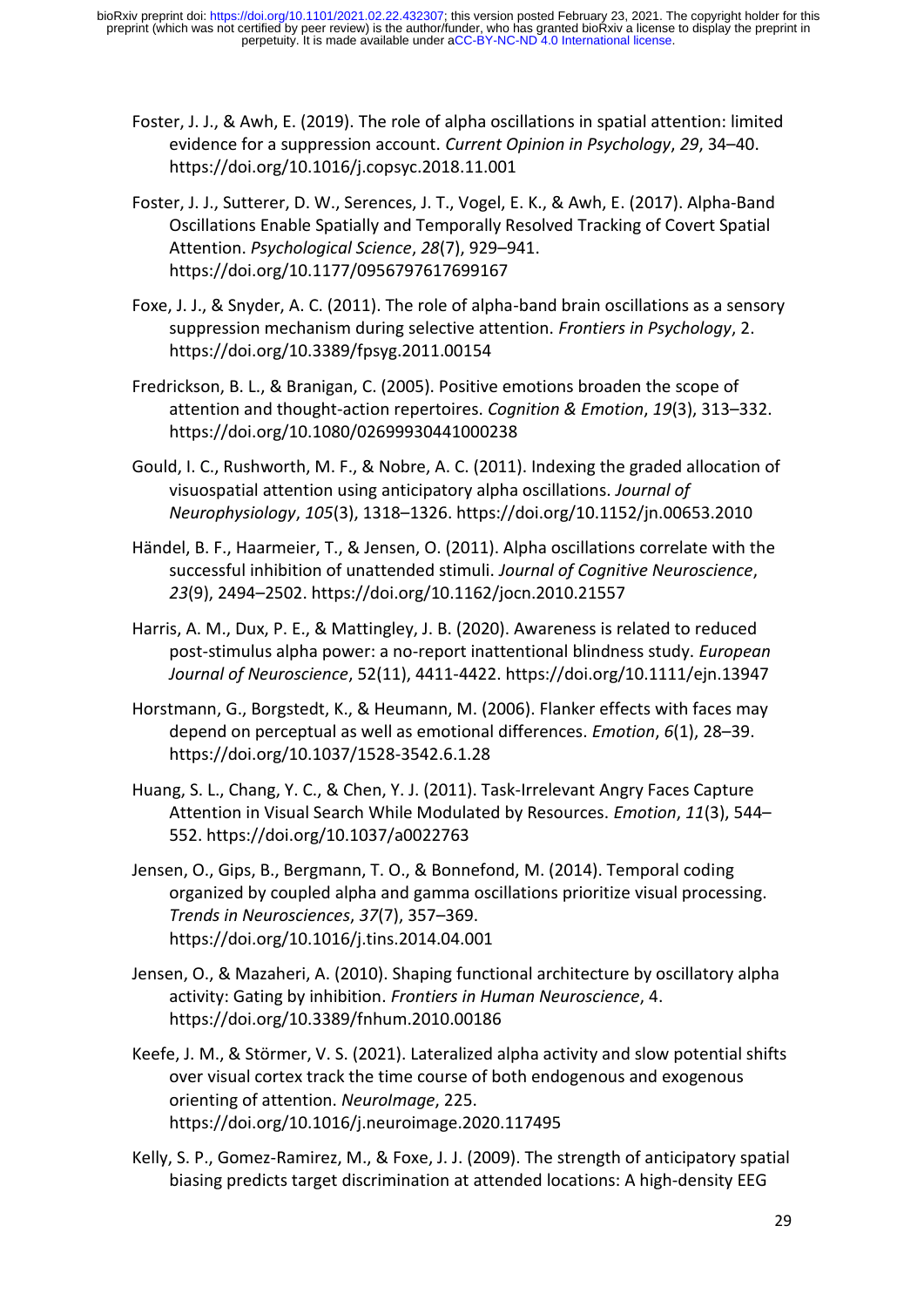Foster, J. J., & Awh, E. (2019). The role of alpha oscillations in spatial attention: limited evidence for a suppression account. *Current Opinion in Psychology*, *29*, 34–40. https://doi.org/10.1016/j.copsyc.2018.11.001

Foster, J. J., Sutterer, D. W., Serences, J. T., Vogel, E. K., & Awh, E. (2017). Alpha-Band Oscillations Enable Spatially and Temporally Resolved Tracking of Covert Spatial Attention. *Psychological Science*, *28*(7), 929–941. https://doi.org/10.1177/0956797617699167

Foxe, J. J., & Snyder, A. C. (2011). The role of alpha-band brain oscillations as a sensory suppression mechanism during selective attention. *Frontiers in Psychology*, 2. https://doi.org/10.3389/fpsyg.2011.00154

Fredrickson, B. L., & Branigan, C. (2005). Positive emotions broaden the scope of attention and thought-action repertoires. *Cognition & Emotion*, *19*(3), 313–332. https://doi.org/10.1080/02699930441000238

Gould, I. C., Rushworth, M. F., & Nobre, A. C. (2011). Indexing the graded allocation of visuospatial attention using anticipatory alpha oscillations. *Journal of Neurophysiology*, *105*(3), 1318–1326. https://doi.org/10.1152/jn.00653.2010

Händel, B. F., Haarmeier, T., & Jensen, O. (2011). Alpha oscillations correlate with the successful inhibition of unattended stimuli. *Journal of Cognitive Neuroscience*, *23*(9), 2494–2502. https://doi.org/10.1162/jocn.2010.21557

Harris, A. M., Dux, P. E., & Mattingley, J. B. (2020). Awareness is related to reduced post-stimulus alpha power: a no-report inattentional blindness study. *European Journal of Neuroscience*, 52(11), 4411-4422. https://doi.org/10.1111/ejn.13947

Horstmann, G., Borgstedt, K., & Heumann, M. (2006). Flanker effects with faces may depend on perceptual as well as emotional differences. *Emotion*, *6*(1), 28–39. https://doi.org/10.1037/1528-3542.6.1.28

Huang, S. L., Chang, Y. C., & Chen, Y. J. (2011). Task-Irrelevant Angry Faces Capture Attention in Visual Search While Modulated by Resources. *Emotion*, *11*(3), 544–552. https://doi.org/10.1037/a0022763

Jensen, O., Gips, B., Bergmann, T. O., & Bonnefond, M. (2014). Temporal coding organized by coupled alpha and gamma oscillations prioritize visual processing. *Trends in Neurosciences*, *37*(7), 357–369. https://doi.org/10.1016/j.tins.2014.04.001

Jensen, O., & Mazaheri, A. (2010). Shaping functional architecture by oscillatory alpha activity: Gating by inhibition. *Frontiers in Human Neuroscience*, 4. https://doi.org/10.3389/fnhum.2010.00186

Keefe, J. M., & Störmer, V. S. (2021). Lateralized alpha activity and slow potential shifts over visual cortex track the time course of both endogenous and exogenous orienting of attention. *NeuroImage*, 225. https://doi.org/10.1016/j.neuroimage.2020.117495

Kelly, S. P., Gomez-Ramirez, M., & Foxe, J. J. (2009). The strength of anticipatory spatial biasing predicts target discrimination at attended locations: A high-density EEG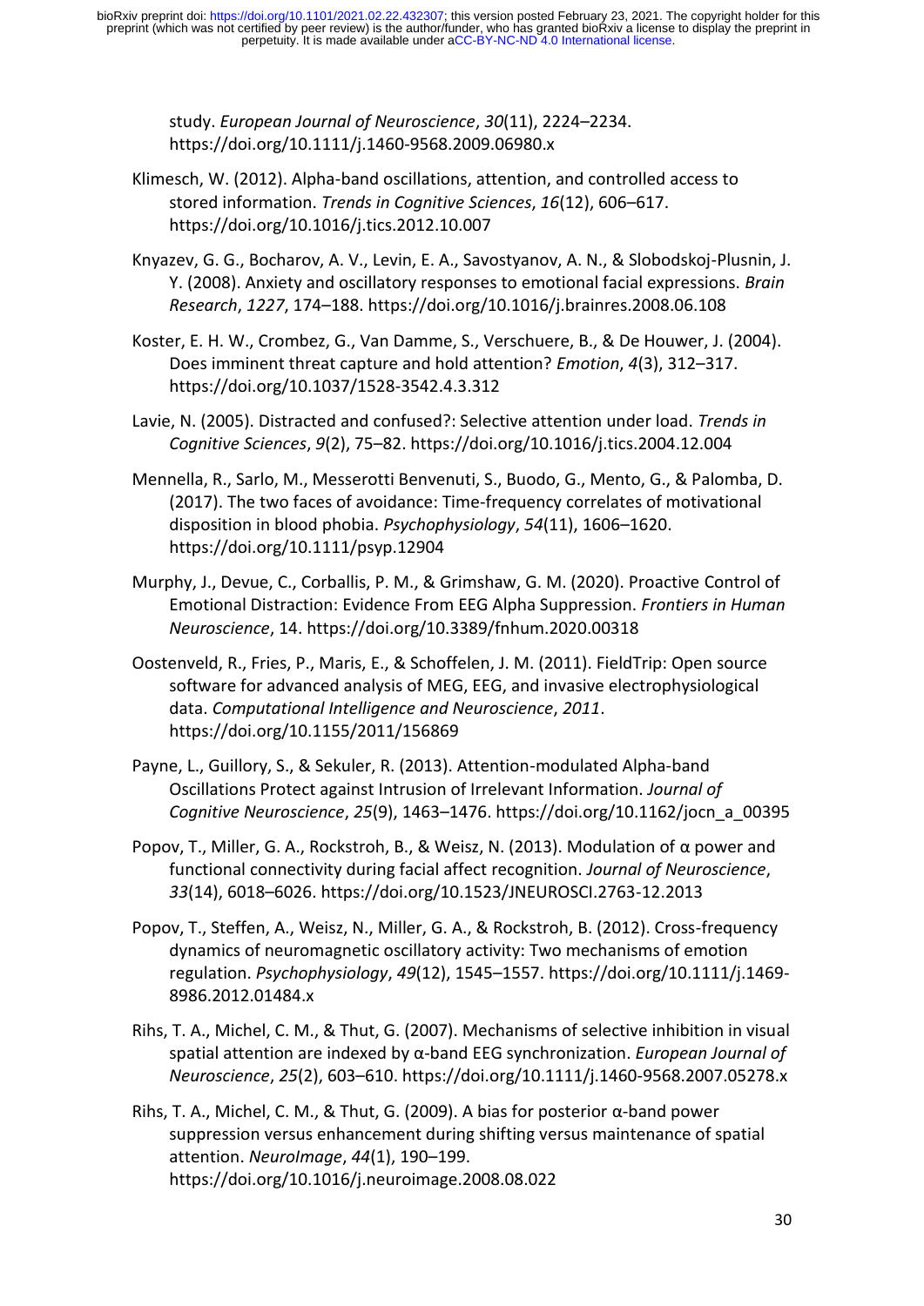study. *European Journal of Neuroscience*, *30*(11), 2224–2234. https://doi.org/10.1111/j.1460-9568.2009.06980.x

Klimesch, W. (2012). Alpha-band oscillations, attention, and controlled access to stored information. *Trends in Cognitive Sciences*, *16*(12), 606–617. https://doi.org/10.1016/j.tics.2012.10.007

Knyazev, G. G., Bocharov, A. V., Levin, E. A., Savostyanov, A. N., & Slobodskoj-Plusnin, J. Y. (2008). Anxiety and oscillatory responses to emotional facial expressions. *Brain Research*, *1227*, 174–188. https://doi.org/10.1016/j.brainres.2008.06.108

Koster, E. H. W., Crombez, G., Van Damme, S., Verschuere, B., & De Houwer, J. (2004). Does imminent threat capture and hold attention? *Emotion*, *4*(3), 312–317. https://doi.org/10.1037/1528-3542.4.3.312

Lavie, N. (2005). Distracted and confused?: Selective attention under load. *Trends in Cognitive Sciences*, *9*(2), 75–82. https://doi.org/10.1016/j.tics.2004.12.004

Mennella, R., Sarlo, M., Messerotti Benvenuti, S., Buodo, G., Mento, G., & Palomba, D. (2017). The two faces of avoidance: Time-frequency correlates of motivational disposition in blood phobia. *Psychophysiology*, *54*(11), 1606–1620. https://doi.org/10.1111/psyp.12904

Murphy, J., Devue, C., Corballis, P. M., & Grimshaw, G. M. (2020). Proactive Control of Emotional Distraction: Evidence From EEG Alpha Suppression. *Frontiers in Human Neuroscience*, 14. https://doi.org/10.3389/fnhum.2020.00318

Oostenveld, R., Fries, P., Maris, E., & Schoffelen, J. M. (2011). FieldTrip: Open source software for advanced analysis of MEG, EEG, and invasive electrophysiological data. *Computational Intelligence and Neuroscience*, *2011*. https://doi.org/10.1155/2011/156869

Payne, L., Guillory, S., & Sekuler, R. (2013). Attention-modulated Alpha-band Oscillations Protect against Intrusion of Irrelevant Information. *Journal of Cognitive Neuroscience*, *25*(9), 1463–1476. https://doi.org/10.1162/jocn_a_00395

Popov, T., Miller, G. A., Rockstroh, B., & Weisz, N. (2013). Modulation of α power and functional connectivity during facial affect recognition. *Journal of Neuroscience*, *33*(14), 6018–6026. https://doi.org/10.1523/JNEUROSCI.2763-12.2013

Popov, T., Steffen, A., Weisz, N., Miller, G. A., & Rockstroh, B. (2012). Cross-frequency dynamics of neuromagnetic oscillatory activity: Two mechanisms of emotion regulation. *Psychophysiology*, *49*(12), 1545–1557. https://doi.org/10.1111/j.1469-8986.2012.01484.x

Rihs, T. A., Michel, C. M., & Thut, G. (2007). Mechanisms of selective inhibition in visual spatial attention are indexed by α-band EEG synchronization. *European Journal of Neuroscience*, *25*(2), 603–610. https://doi.org/10.1111/j.1460-9568.2007.05278.x

Rihs, T. A., Michel, C. M., & Thut, G. (2009). A bias for posterior α-band power suppression versus enhancement during shifting versus maintenance of spatial attention. *NeuroImage*, *44*(1), 190–199. https://doi.org/10.1016/j.neuroimage.2008.08.022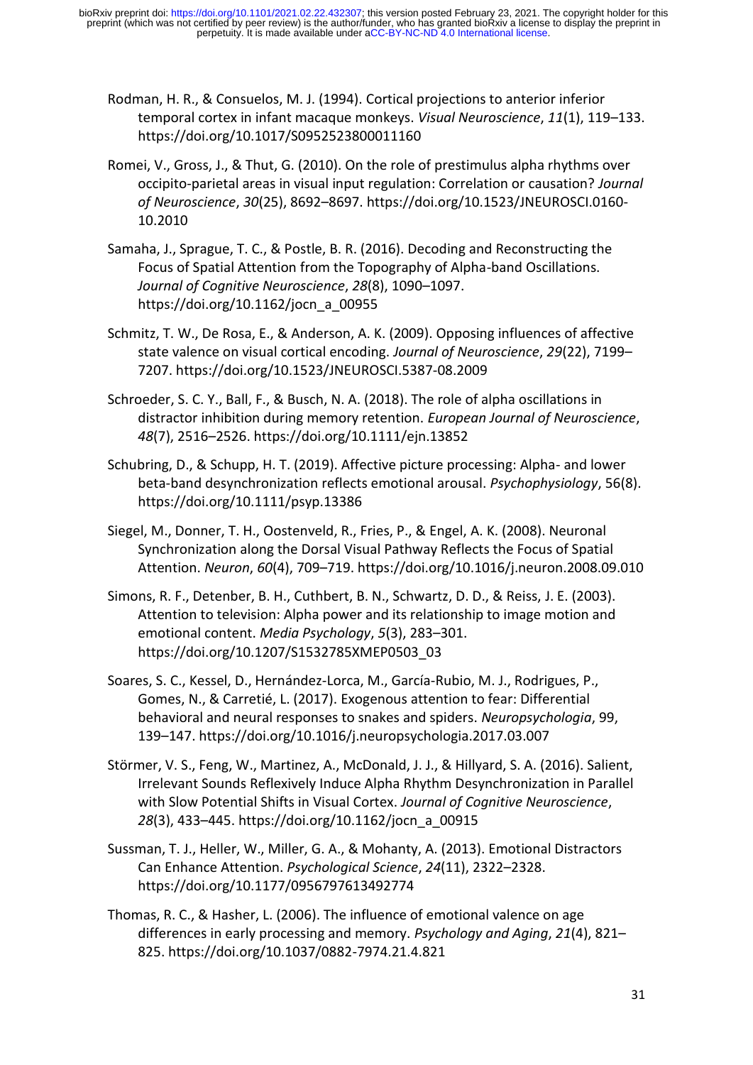Rodman, H. R., & Consuelos, M. J. (1994). Cortical projections to anterior inferior temporal cortex in infant macaque monkeys. *Visual Neuroscience*, *11*(1), 119–133. https://doi.org/10.1017/S0952523800011160

Romei, V., Gross, J., & Thut, G. (2010). On the role of prestimulus alpha rhythms over occipito-parietal areas in visual input regulation: Correlation or causation? *Journal of Neuroscience*, *30*(25), 8692–8697. https://doi.org/10.1523/JNEUROSCI.0160-10.2010

Samaha, J., Sprague, T. C., & Postle, B. R. (2016). Decoding and Reconstructing the Focus of Spatial Attention from the Topography of Alpha-band Oscillations. *Journal of Cognitive Neuroscience*, *28*(8), 1090–1097. https://doi.org/10.1162/jocn_a_00955

Schmitz, T. W., De Rosa, E., & Anderson, A. K. (2009). Opposing influences of affective state valence on visual cortical encoding. *Journal of Neuroscience*, *29*(22), 7199–7207. https://doi.org/10.1523/JNEUROSCI.5387-08.2009

Schroeder, S. C. Y., Ball, F., & Busch, N. A. (2018). The role of alpha oscillations in distractor inhibition during memory retention. *European Journal of Neuroscience*, *48*(7), 2516–2526. https://doi.org/10.1111/ejn.13852

Schubring, D., & Schupp, H. T. (2019). Affective picture processing: Alpha- and lower beta-band desynchronization reflects emotional arousal. *Psychophysiology*, 56(8). https://doi.org/10.1111/psyp.13386

Siegel, M., Donner, T. H., Oostenveld, R., Fries, P., & Engel, A. K. (2008). Neuronal Synchronization along the Dorsal Visual Pathway Reflects the Focus of Spatial Attention. *Neuron*, *60*(4), 709–719. https://doi.org/10.1016/j.neuron.2008.09.010

Simons, R. F., Detenber, B. H., Cuthbert, B. N., Schwartz, D. D., & Reiss, J. E. (2003). Attention to television: Alpha power and its relationship to image motion and emotional content. *Media Psychology*, *5*(3), 283–301. https://doi.org/10.1207/S1532785XMEP0503_03

Soares, S. C., Kessel, D., Hernández-Lorca, M., García-Rubio, M. J., Rodrigues, P., Gomes, N., & Carretié, L. (2017). Exogenous attention to fear: Differential behavioral and neural responses to snakes and spiders. *Neuropsychologia*, 99, 139–147. https://doi.org/10.1016/j.neuropsychologia.2017.03.007

Störmer, V. S., Feng, W., Martinez, A., McDonald, J. J., & Hillyard, S. A. (2016). Salient, Irrelevant Sounds Reflexively Induce Alpha Rhythm Desynchronization in Parallel with Slow Potential Shifts in Visual Cortex. *Journal of Cognitive Neuroscience*, *28*(3), 433–445. https://doi.org/10.1162/jocn_a_00915

Sussman, T. J., Heller, W., Miller, G. A., & Mohanty, A. (2013). Emotional Distractors Can Enhance Attention. *Psychological Science*, *24*(11), 2322–2328. https://doi.org/10.1177/0956797613492774

Thomas, R. C., & Hasher, L. (2006). The influence of emotional valence on age differences in early processing and memory. *Psychology and Aging*, *21*(4), 821–825. https://doi.org/10.1037/0882-7974.21.4.821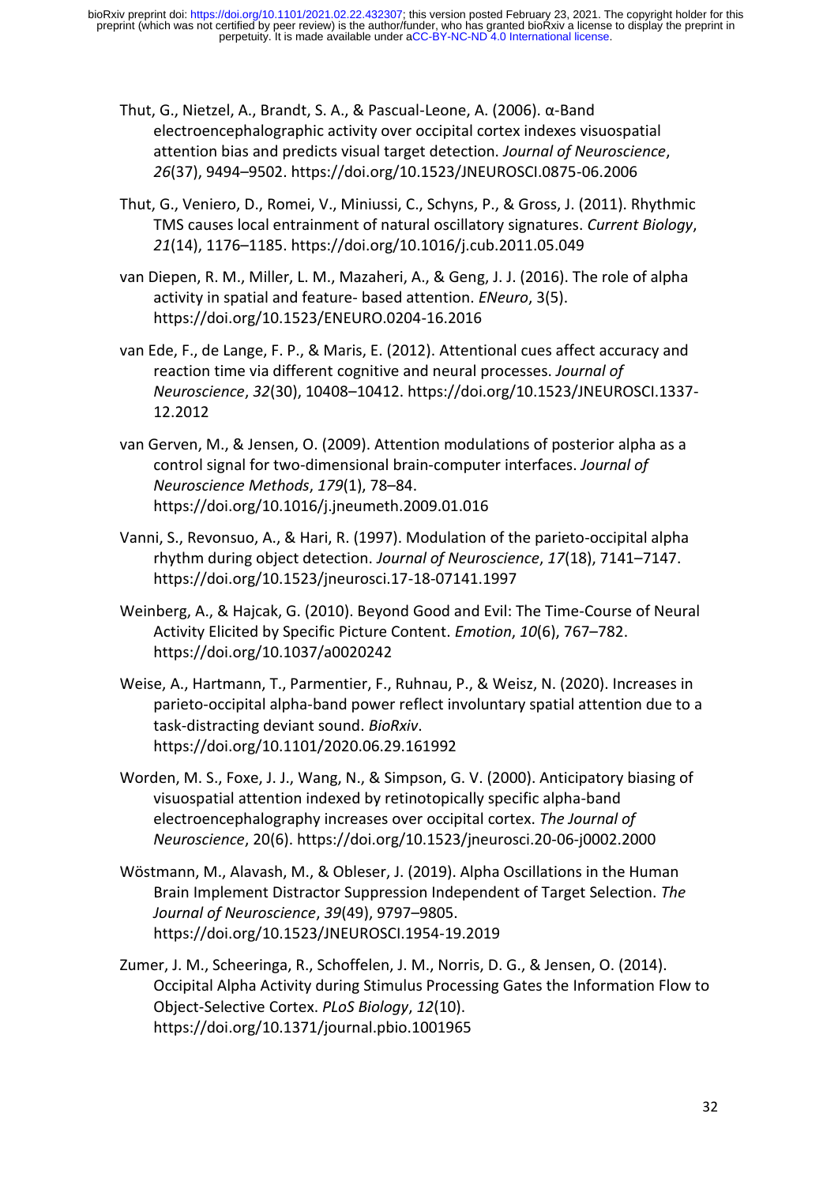Thut, G., Nietzel, A., Brandt, S. A., & Pascual-Leone, A. (2006). α-Band electroencephalographic activity over occipital cortex indexes visuospatial attention bias and predicts visual target detection. *Journal of Neuroscience*, *26*(37), 9494–9502. https://doi.org/10.1523/JNEUROSCI.0875-06.2006

Thut, G., Veniero, D., Romei, V., Miniussi, C., Schyns, P., & Gross, J. (2011). Rhythmic TMS causes local entrainment of natural oscillatory signatures. *Current Biology*, *21*(14), 1176–1185. https://doi.org/10.1016/j.cub.2011.05.049

van Diepen, R. M., Miller, L. M., Mazaheri, A., & Geng, J. J. (2016). The role of alpha activity in spatial and feature- based attention. *ENeuro*, 3(5). https://doi.org/10.1523/ENEURO.0204-16.2016

van Ede, F., de Lange, F. P., & Maris, E. (2012). Attentional cues affect accuracy and reaction time via different cognitive and neural processes. *Journal of Neuroscience*, *32*(30), 10408–10412. https://doi.org/10.1523/JNEUROSCI.1337-12.2012

van Gerven, M., & Jensen, O. (2009). Attention modulations of posterior alpha as a control signal for two-dimensional brain-computer interfaces. *Journal of Neuroscience Methods*, *179*(1), 78–84. https://doi.org/10.1016/j.jneumeth.2009.01.016

Vanni, S., Revonsuo, A., & Hari, R. (1997). Modulation of the parieto-occipital alpha rhythm during object detection. *Journal of Neuroscience*, *17*(18), 7141–7147. https://doi.org/10.1523/jneurosci.17-18-07141.1997

Weinberg, A., & Hajcak, G. (2010). Beyond Good and Evil: The Time-Course of Neural Activity Elicited by Specific Picture Content. *Emotion*, *10*(6), 767–782. https://doi.org/10.1037/a0020242

Weise, A., Hartmann, T., Parmentier, F., Ruhnau, P., & Weisz, N. (2020). Increases in parieto-occipital alpha-band power reflect involuntary spatial attention due to a task-distracting deviant sound. *BioRxiv*. https://doi.org/10.1101/2020.06.29.161992

Worden, M. S., Foxe, J. J., Wang, N., & Simpson, G. V. (2000). Anticipatory biasing of visuospatial attention indexed by retinotopically specific alpha-band electroencephalography increases over occipital cortex. *The Journal of Neuroscience*, 20(6). https://doi.org/10.1523/jneurosci.20-06-j0002.2000

Wöstmann, M., Alavash, M., & Obleser, J. (2019). Alpha Oscillations in the Human Brain Implement Distractor Suppression Independent of Target Selection. *The Journal of Neuroscience*, *39*(49), 9797–9805. https://doi.org/10.1523/JNEUROSCI.1954-19.2019

Zumer, J. M., Scheeringa, R., Schoffelen, J. M., Norris, D. G., & Jensen, O. (2014). Occipital Alpha Activity during Stimulus Processing Gates the Information Flow to Object-Selective Cortex. *PLoS Biology*, *12*(10). https://doi.org/10.1371/journal.pbio.1001965